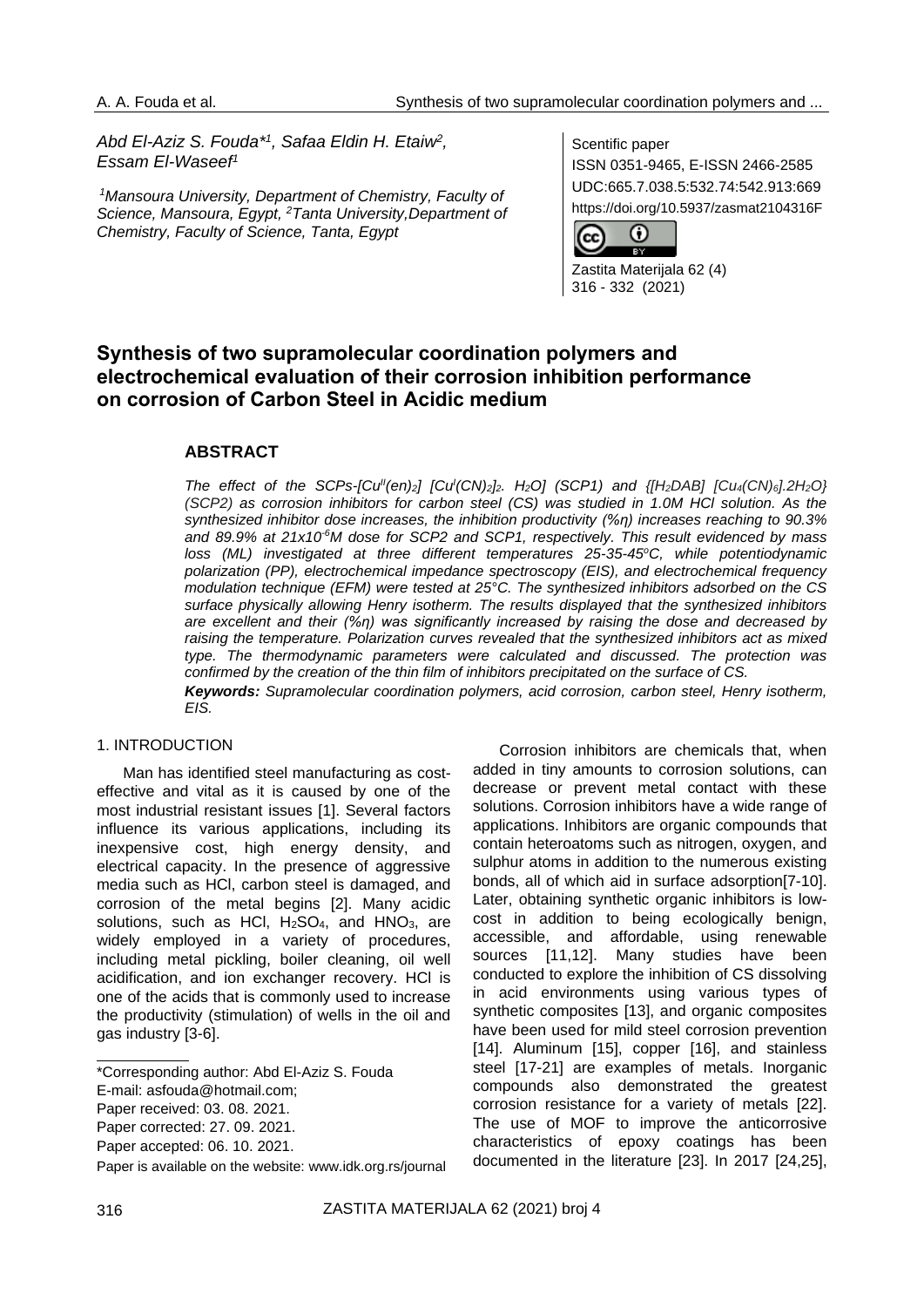Abd El-Aziz S. Fouda*[1], Safaa Eldin H. Etaiw[2], Essam El-Waseef[1]

[1]Mansoura University, Department of Chemistry, Faculty of Science, Mansoura, Egypt, [2]Tanta University,Department of Chemistry, Faculty of Science, Tanta, Egypt

Scientific paper
ISSN 0351-9465, E-ISSN 2466-2585
UDC:665.7.038.5:532.74:542.913:669
https://doi.org/10.5937/zasmat2104316F

Zastita Materijala 62 (4)
316 - 332 (2021)

# Synthesis of two supramolecular coordination polymers and electrochemical evaluation of their corrosion inhibition performance on corrosion of Carbon Steel in Acidic medium

## ABSTRACT

*The effect of the SCPs-$[Cu^{II}(en)_2]$ $[Cu^{I}(CN)_2]_2$. $H_2O]$ (SCP1) and $\{[H_2DAB]$ $[Cu_4(CN)_6].2H_2O\}$ (SCP2) as corrosion inhibitors for carbon steel (CS) was studied in 1.0M HCl solution. As the synthesized inhibitor dose increases, the inhibition productivity (%η) increases reaching to 90.3% and 89.9% at $21x10^{-6}$M dose for SCP2 and SCP1, respectively. This result evidenced by mass loss (ML) investigated at three different temperatures 25-35-45°C, while potentiodynamic polarization (PP), electrochemical impedance spectroscopy (EIS), and electrochemical frequency modulation technique (EFM) were tested at 25°C. The synthesized inhibitors adsorbed on the CS surface physically allowing Henry isotherm. The results displayed that the synthesized inhibitors are excellent and their (%η) was significantly increased by raising the dose and decreased by raising the temperature. Polarization curves revealed that the synthesized inhibitors act as mixed type. The thermodynamic parameters were calculated and discussed. The protection was confirmed by the creation of the thin film of inhibitors precipitated on the surface of CS.*

***Keywords:** Supramolecular coordination polymers, acid corrosion, carbon steel, Henry isotherm, EIS.*

## 1. INTRODUCTION

Man has identified steel manufacturing as cost-effective and vital as it is caused by one of the most industrial resistant issues [1]. Several factors influence its various applications, including its inexpensive cost, high energy density, and electrical capacity. In the presence of aggressive media such as HCl, carbon steel is damaged, and corrosion of the metal begins [2]. Many acidic solutions, such as HCl, $H_2SO_4$, and $HNO_3$, are widely employed in a variety of procedures, including metal pickling, boiler cleaning, oil well acidification, and ion exchanger recovery. HCl is one of the acids that is commonly used to increase the productivity (stimulation) of wells in the oil and gas industry [3-6].

Corrosion inhibitors are chemicals that, when added in tiny amounts to corrosion solutions, can decrease or prevent metal contact with these solutions. Corrosion inhibitors have a wide range of applications. Inhibitors are organic compounds that contain heteroatoms such as nitrogen, oxygen, and sulphur atoms in addition to the numerous existing bonds, all of which aid in surface adsorption[7-10]. Later, obtaining synthetic organic inhibitors is low-cost in addition to being ecologically benign, accessible, and affordable, using renewable sources [11,12]. Many studies have been conducted to explore the inhibition of CS dissolving in acid environments using various types of synthetic composites [13], and organic composites have been used for mild steel corrosion prevention [14]. Aluminum [15], copper [16], and stainless steel [17-21] are examples of metals. Inorganic compounds also demonstrated the greatest corrosion resistance for a variety of metals [22]. The use of MOF to improve the anticorrosive characteristics of epoxy coatings has been documented in the literature [23]. In 2017 [24,25],

\*Corresponding author: Abd El-Aziz S. Fouda
E-mail: asfouda@hotmail.com;
Paper received: 03. 08. 2021.
Paper corrected: 27. 09. 2021.
Paper accepted: 06. 10. 2021.
Paper is available on the website: www.idk.org.rs/journal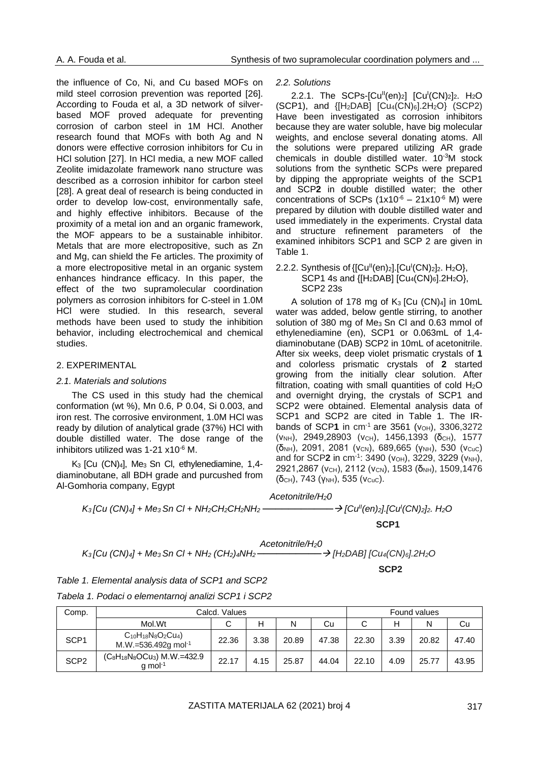the influence of Co, Ni, and Cu based MOFs on mild steel corrosion prevention was reported [26]. According to Fouda et al, a 3D network of silver-based MOF proved adequate for preventing corrosion of carbon steel in 1M HCl. Another research found that MOFs with both Ag and N donors were effective corrosion inhibitors for Cu in HCl solution [27]. In HCl media, a new MOF called Zeolite imidazolate framework nano structure was described as a corrosion inhibitor for carbon steel [28]. A great deal of research is being conducted in order to develop low-cost, environmentally safe, and highly effective inhibitors. Because of the proximity of a metal ion and an organic framework, the MOF appears to be a sustainable inhibitor. Metals that are more electropositive, such as Zn and Mg, can shield the Fe articles. The proximity of a more electropositive metal in an organic system enhances hindrance efficacy. In this paper, the effect of the two supramolecular coordination polymers as corrosion inhibitors for C-steel in 1.0M HCl were studied. In this research, several methods have been used to study the inhibition behavior, including electrochemical and chemical studies.

## 2. EXPERIMENTAL

### *2.1. Materials and solutions*

The CS used in this study had the chemical conformation (wt %), Mn 0.6, P 0.04, Si 0.003, and iron rest. The corrosive environment, 1.0M HCl was ready by dilution of analytical grade (37%) HCl with double distilled water. The dose range of the inhibitors utilized was 1-21 x$10^{-6}$ M.

$K_3$ [Cu $(CN)_4$], $Me_3$ Sn Cl, ethylenediamine, 1,4-diaminobutane, all BDH grade and purcushed from Al-Gomhoria company, Egypt

### *2.2. Solutions*

2.2.1. The SCPs-[$Cu^{II}(en)_2$] [$Cu^{I}(CN)_2$]$_2$. $H_2O$ (SCP1), and {[$H_2$DAB] [$Cu_4(CN)_6$].2$H_2O$} (SCP2) Have been investigated as corrosion inhibitors because they are water soluble, have big molecular weights, and enclose several donating atoms. All the solutions were prepared utilizing AR grade chemicals in double distilled water. $10^{-3}$M stock solutions from the synthetic SCPs were prepared by dipping the appropriate weights of the SCP1 and SCP**2** in double distilled water; the other concentrations of SCPs (1x$10^{-6}$ – 21x$10^{-6}$ M) were prepared by dilution with double distilled water and used immediately in the experiments. Crystal data and structure refinement parameters of the examined inhibitors SCP1 and SCP 2 are given in Table 1.

2.2.2. Synthesis of {[$Cu^{II}(en)_2$].[$Cu^{I}(CN)_2$]$_2$. $H_2O$}, SCP1 4s and {[$H_2$DAB] [$Cu_4(CN)_6$].2$H_2O$}, SCP2 23s

A solution of 178 mg of $K_3$ [Cu $(CN)_4$] in 10mL water was added, below gentle stirring, to another solution of 380 mg of $Me_3$ Sn Cl and 0.63 mmol of ethylenediamine (en), SCP1 or 0.063mL of 1,4-diaminobutane (DAB) SCP2 in 10mL of acetonitrile. After six weeks, deep violet prismatic crystals of **1** and colorless prismatic crystals of **2** started growing from the initially clear solution. After filtration, coating with small quantities of cold $H_2O$ and overnight drying, the crystals of SCP1 and SCP2 were obtained. Elemental analysis data of SCP1 and SCP2 are cited in Table 1. The IR-bands of SCP**1** in $cm^{-1}$ are 3561 ($\nu_{OH}$), 3306,3272 ($\nu_{NH}$), 2949,28903 ($\nu_{CH}$), 1456,1393 ($\delta_{CH}$), 1577 ($\delta_{NH}$), 2091, 2081 ($\nu_{CN}$), 689,665 ($\gamma_{NH}$), 530 ($\nu_{CuC}$) and for SCP**2** in $cm^{-1}$: 3490 ($\nu_{OH}$), 3229, 3229 ($\nu_{NH}$), 2921,2867 ($\nu_{CH}$), 2112 ($\nu_{CN}$), 1583 ($\delta_{NH}$), 1509,1476 ($\delta_{CH}$), 743 ($\gamma_{NH}$), 535 ($\nu_{CuC}$).

$$K_3[Cu(CN)_4] + Me_3SnCl + NH_2CH_2CH_2NH_2 \xrightarrow{Acetonitrile/H_20} [Cu^{II}(en)_2].[Cu^{I}(CN)_2]_2.\,H_2O$$

**SCP1**

$$K_3[Cu(CN)_4] + Me_3SnCl + NH_2(CH_2)_4NH_2 \xrightarrow{Acetonitrile/H_20} [H_2DAB][Cu_4(CN)_6].2H_2O$$

**SCP2**

*Table 1. Elemental analysis data of SCP1 and SCP2*

*Tabela 1. Podaci o elementarnoj analizi SCP1 i SCP2*

| Comp. | Calcd. Values | | | | | Found values | | | |
|---|---|---|---|---|---|---|---|---|---|
| | Mol.Wt | C | H | N | Cu | C | H | N | Cu |
| SCP1 | $C_{10}H_{18}N_8O_2Cu_4$) M.W.=536.492g $mol^{-1}$ | 22.36 | 3.38 | 20.89 | 47.38 | 22.30 | 3.39 | 20.82 | 47.40 |
| SCP2 | ($C_8H_{18}N_8OCu_3$) M.W.=432.9 g $mol^{-1}$ | 22.17 | 4.15 | 25.87 | 44.04 | 22.10 | 4.09 | 25.77 | 43.95 |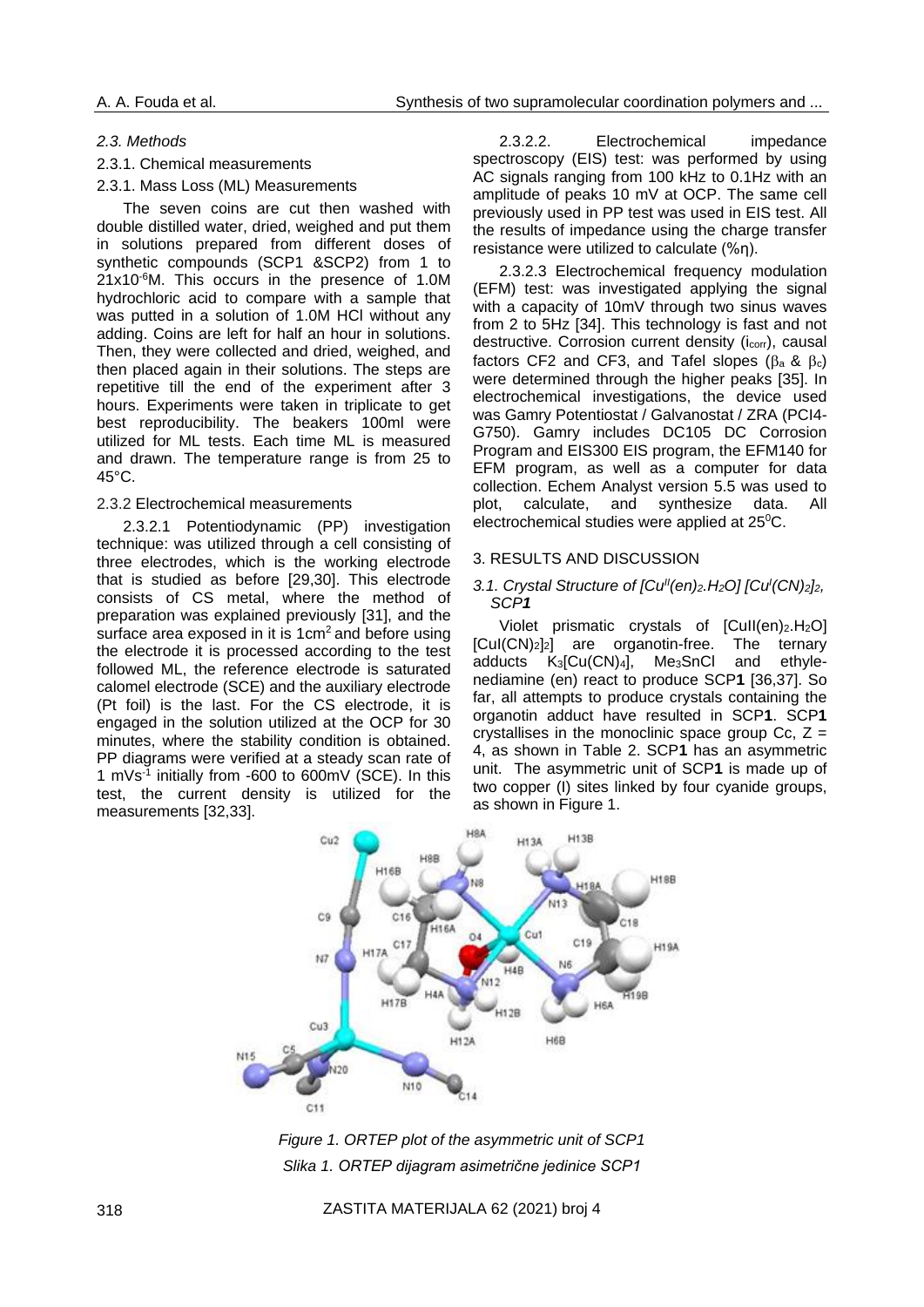*2.3. Methods*

2.3.1. Chemical measurements

2.3.1. Mass Loss (ML) Measurements

The seven coins are cut then washed with double distilled water, dried, weighed and put them in solutions prepared from different doses of synthetic compounds (SCP1 &SCP2) from 1 to $21x10^{-6}$M. This occurs in the presence of 1.0M hydrochloric acid to compare with a sample that was putted in a solution of 1.0M HCl without any adding. Coins are left for half an hour in solutions. Then, they were collected and dried, weighed, and then placed again in their solutions. The steps are repetitive till the end of the experiment after 3 hours. Experiments were taken in triplicate to get best reproducibility. The beakers 100ml were utilized for ML tests. Each time ML is measured and drawn. The temperature range is from 25 to 45°C.

2.3.2 Electrochemical measurements

2.3.2.1 Potentiodynamic (PP) investigation technique: was utilized through a cell consisting of three electrodes, which is the working electrode that is studied as before [29,30]. This electrode consists of CS metal, where the method of preparation was explained previously [31], and the surface area exposed in it is $1cm^2$ and before using the electrode it is processed according to the test followed ML, the reference electrode is saturated calomel electrode (SCE) and the auxiliary electrode (Pt foil) is the last. For the CS electrode, it is engaged in the solution utilized at the OCP for 30 minutes, where the stability condition is obtained. PP diagrams were verified at a steady scan rate of 1 $mVs^{-1}$ initially from -600 to 600mV (SCE). In this test, the current density is utilized for the measurements [32,33].

2.3.2.2. Electrochemical impedance spectroscopy (EIS) test: was performed by using AC signals ranging from 100 kHz to 0.1Hz with an amplitude of peaks 10 mV at OCP. The same cell previously used in PP test was used in EIS test. All the results of impedance using the charge transfer resistance were utilized to calculate (%η).

2.3.2.3 Electrochemical frequency modulation (EFM) test: was investigated applying the signal with a capacity of 10mV through two sinus waves from 2 to 5Hz [34]. This technology is fast and not destructive. Corrosion current density ($i_{corr}$), causal factors CF2 and CF3, and Tafel slopes ($\beta_a$ & $\beta_c$) were determined through the higher peaks [35]. In electrochemical investigations, the device used was Gamry Potentiostat / Galvanostat / ZRA (PCI4-G750). Gamry includes DC105 DC Corrosion Program and EIS300 EIS program, the EFM140 for EFM program, as well as a computer for data collection. Echem Analyst version 5.5 was used to plot, calculate, and synthesize data. All electrochemical studies were applied at $25^0$C.

## 3. RESULTS AND DISCUSSION

### *3.1. Crystal Structure of $[Cu^{II}(en)_2.H_2O]$ $[Cu^I(CN)_2]_2$, SCP**1***

Violet prismatic crystals of $[CuII(en)_2.H_2O]$ $[CuI(CN)_2]_2]$ are organotin-free. The ternary adducts $K_3[Cu(CN)_4]$, $Me_3SnCl$ and ethylenediamine (en) react to produce SCP**1** [36,37]. So far, all attempts to produce crystals containing the organotin adduct have resulted in SCP**1**. SCP**1** crystallises in the monoclinic space group Cc, Z = 4, as shown in Table 2. SCP**1** has an asymmetric unit. The asymmetric unit of SCP**1** is made up of two copper (I) sites linked by four cyanide groups, as shown in Figure 1.

*Figure 1. ORTEP plot of the asymmetric unit of SCP1*

*Slika 1. ORTEP dijagram asimetrične jedinice SCP1*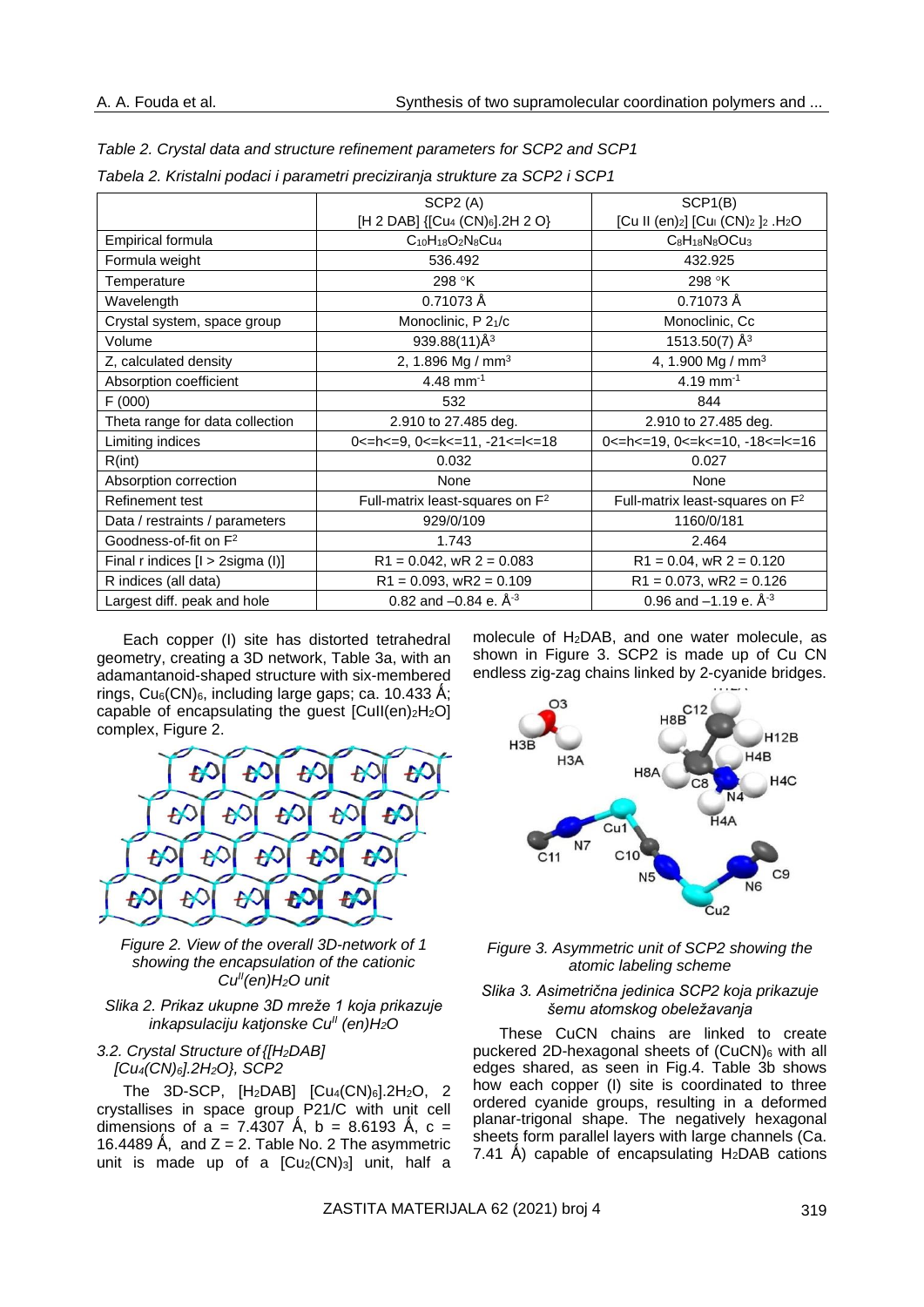*Table 2. Crystal data and structure refinement parameters for SCP2 and SCP1*

*Tabela 2. Kristalni podaci i parametri preciziranja strukture za SCP2 i SCP1*

| | SCP2 (A) [H 2 DAB] {[Cu4 (CN)6].2H 2 O} | SCP1(B) [Cu II (en)2] [CuI (CN)2 ]2 .H2O |
|---|---|---|
| Empirical formula | $C_{10}H_{18}O_2N_8Cu_4$ | $C_8H_{18}N_8OCu_3$ |
| Formula weight | 536.492 | 432.925 |
| Temperature | 298 °K | 298 °K |
| Wavelength | 0.71073 Å | 0.71073 Å |
| Crystal system, space group | Monoclinic, P $2_1$/c | Monoclinic, Cc |
| Volume | 939.88(11)Å$^3$ | 1513.50(7) Å$^3$ |
| Z, calculated density | 2, 1.896 Mg / mm$^3$ | 4, 1.900 Mg / mm$^3$ |
| Absorption coefficient | 4.48 mm$^{-1}$ | 4.19 mm$^{-1}$ |
| F (000) | 532 | 844 |
| Theta range for data collection | 2.910 to 27.485 deg. | 2.910 to 27.485 deg. |
| Limiting indices | 0<=h<=9, 0<=k<=11, -21<=l<=18 | 0<=h<=19, 0<=k<=10, -18<=l<=16 |
| R(int) | 0.032 | 0.027 |
| Absorption correction | None | None |
| Refinement test | Full-matrix least-squares on F$^2$ | Full-matrix least-squares on F$^2$ |
| Data / restraints / parameters | 929/0/109 | 1160/0/181 |
| Goodness-of-fit on F$^2$ | 1.743 | 2.464 |
| Final r indices [I > 2sigma (I)] | R1 = 0.042, wR 2 = 0.083 | R1 = 0.04, wR 2 = 0.120 |
| R indices (all data) | R1 = 0.093, wR2 = 0.109 | R1 = 0.073, wR2 = 0.126 |
| Largest diff. peak and hole | 0.82 and –0.84 e. Å$^{-3}$ | 0.96 and –1.19 e. Å$^{-3}$ |

Each copper (I) site has distorted tetrahedral geometry, creating a 3D network, Table 3a, with an adamantanoid-shaped structure with six-membered rings, $Cu_6(CN)_6$, including large gaps; ca. 10.433 Å; capable of encapsulating the guest $[CuII(en)_2H_2O]$ complex, Figure 2.

*Figure 2. View of the overall 3D-network of 1 showing the encapsulation of the cationic $Cu^{II}(en)H_2O$ unit*

*Slika 2. Prikaz ukupne 3D mreže 1 koja prikazuje inkapsulaciju katjonske $Cu^{II}$ (en)$H_2O$*

### 3.2. Crystal Structure of {$[H_2DAB]$ $[Cu_4(CN)_6].2H_2O$}, SCP2

The 3D-SCP, $[H_2DAB]$ $[Cu_4(CN)_6].2H_2O$, 2 crystallises in space group P21/C with unit cell dimensions of a = 7.4307 Å, b = 8.6193 Å, c = 16.4489 Å, and Z = 2. Table No. 2 The asymmetric unit is made up of a $[Cu_2(CN)_3]$ unit, half a molecule of $H_2DAB$, and one water molecule, as shown in Figure 3. SCP2 is made up of Cu CN endless zig-zag chains linked by 2-cyanide bridges.

*Figure 3. Asymmetric unit of SCP2 showing the atomic labeling scheme*

*Slika 3. Asimetrična jedinica SCP2 koja prikazuje šemu atomskog obeležavanja*

These CuCN chains are linked to create puckered 2D-hexagonal sheets of $(CuCN)_6$ with all edges shared, as seen in Fig.4. Table 3b shows how each copper (I) site is coordinated to three ordered cyanide groups, resulting in a deformed planar-trigonal shape. The negatively hexagonal sheets form parallel layers with large channels (Ca. 7.41 Å) capable of encapsulating $H_2DAB$ cations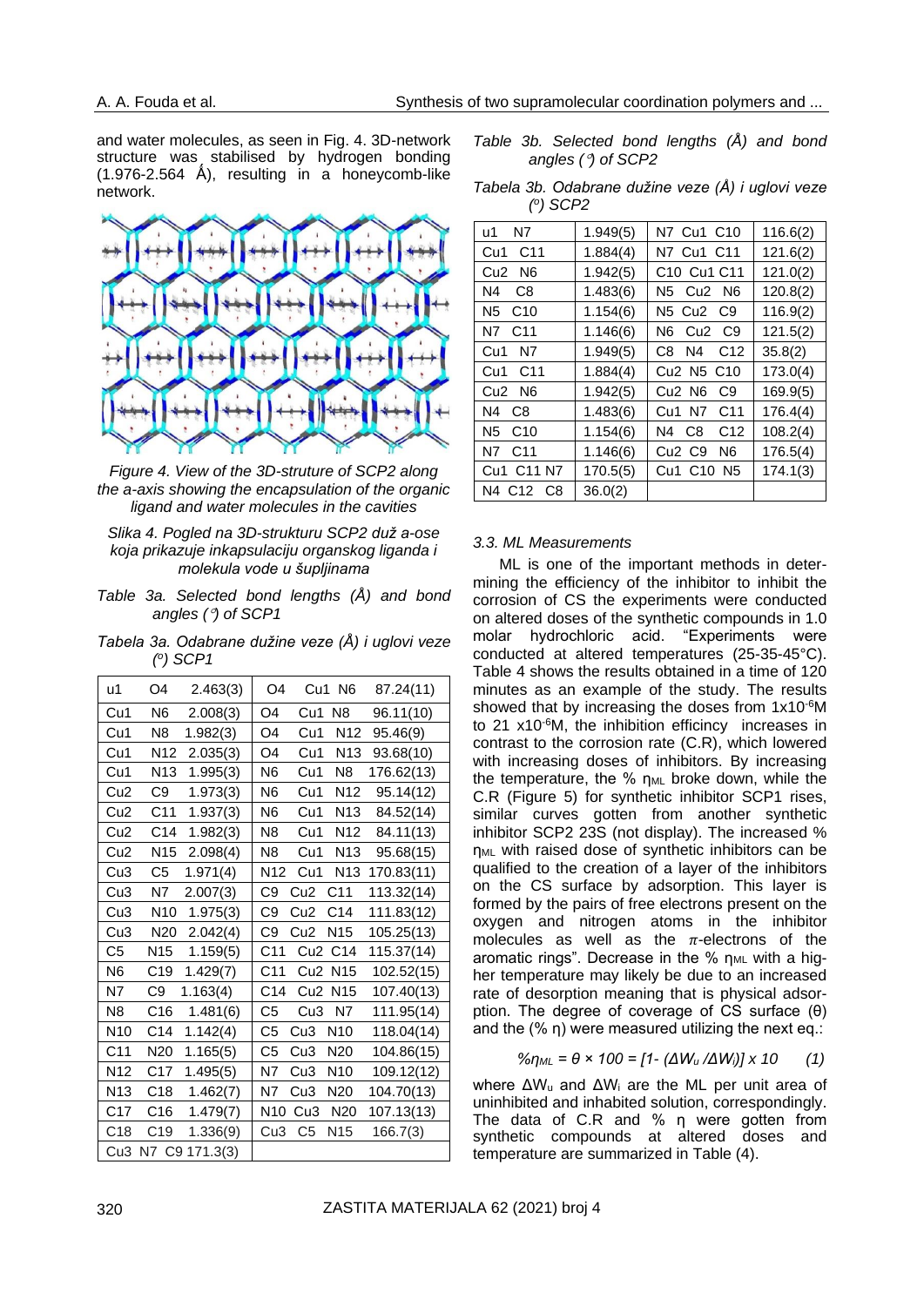and water molecules, as seen in Fig. 4. 3D-network structure was stabilised by hydrogen bonding (1.976-2.564 Å), resulting in a honeycomb-like network.

*Figure 4. View of the 3D-struture of SCP2 along the a-axis showing the encapsulation of the organic ligand and water molecules in the cavities*

*Slika 4. Pogled na 3D-strukturu SCP2 duž a-ose koja prikazuje inkapsulaciju organskog liganda i molekula vode u šupljinama*

*Table 3a. Selected bond lengths (Å) and bond angles (°) of SCP1*

*Tabela 3a. Odabrane dužine veze (Å) i uglovi veze (°) SCP1*

| | | | | | | |
|---|---|---|---|---|---|---|
| u1 | O4 | 2.463(3) | O4 | Cu1 | N6 | 87.24(11) |
| Cu1 | N6 | 2.008(3) | O4 | Cu1 | N8 | 96.11(10) |
| Cu1 | N8 | 1.982(3) | O4 | Cu1 | N12 | 95.46(9) |
| Cu1 | N12 | 2.035(3) | O4 | Cu1 | N13 | 93.68(10) |
| Cu1 | N13 | 1.995(3) | N6 | Cu1 | N8 | 176.62(13) |
| Cu2 | C9 | 1.973(3) | N6 | Cu1 | N12 | 95.14(12) |
| Cu2 | C11 | 1.937(3) | N6 | Cu1 | N13 | 84.52(14) |
| Cu2 | C14 | 1.982(3) | N8 | Cu1 | N12 | 84.11(13) |
| Cu2 | N15 | 2.098(4) | N8 | Cu1 | N13 | 95.68(15) |
| Cu3 | C5 | 1.971(4) | N12 | Cu1 | N13 | 170.83(11) |
| Cu3 | N7 | 2.007(3) | C9 | Cu2 | C11 | 113.32(14) |
| Cu3 | N10 | 1.975(3) | C9 | Cu2 | C14 | 111.83(12) |
| Cu3 | N20 | 2.042(4) | C9 | Cu2 | N15 | 105.25(13) |
| C5 | N15 | 1.159(5) | C11 | Cu2 | C14 | 115.37(14) |
| N6 | C19 | 1.429(7) | C11 | Cu2 | N15 | 102.52(15) |
| N7 | C9 | 1.163(4) | C14 | Cu2 | N15 | 107.40(13) |
| N8 | C16 | 1.481(6) | C5 | Cu3 | N7 | 111.95(14) |
| N10 | C14 | 1.142(4) | C5 | Cu3 | N10 | 118.04(14) |
| C11 | N20 | 1.165(5) | C5 | Cu3 | N20 | 104.86(15) |
| N12 | C17 | 1.495(5) | N7 | Cu3 | N10 | 109.12(12) |
| N13 | C18 | 1.462(7) | N7 | Cu3 | N20 | 104.70(13) |
| C17 | C16 | 1.479(7) | N10 | Cu3 | N20 | 107.13(13) |
| C18 | C19 | 1.336(9) | Cu3 | C5 | N15 | 166.7(3) |
| Cu3 N7 C9 | | 171.3(3) | | | | |

*Table 3b. Selected bond lengths (Å) and bond angles (°) of SCP2*

*Tabela 3b. Odabrane dužine veze (Å) i uglovi veze (°) SCP2*

| | | | |
|---|---|---|---|
| u1 N7 | 1.949(5) | N7 Cu1 C10 | 116.6(2) |
| Cu1 C11 | 1.884(4) | N7 Cu1 C11 | 121.6(2) |
| Cu2 N6 | 1.942(5) | C10 Cu1 C11 | 121.0(2) |
| N4 C8 | 1.483(6) | N5 Cu2 N6 | 120.8(2) |
| N5 C10 | 1.154(6) | N5 Cu2 C9 | 116.9(2) |
| N7 C11 | 1.146(6) | N6 Cu2 C9 | 121.5(2) |
| Cu1 N7 | 1.949(5) | C8 N4 C12 | 35.8(2) |
| Cu1 C11 | 1.884(4) | Cu2 N5 C10 | 173.0(4) |
| Cu2 N6 | 1.942(5) | Cu2 N6 C9 | 169.9(5) |
| N4 C8 | 1.483(6) | Cu1 N7 C11 | 176.4(4) |
| N5 C10 | 1.154(6) | N4 C8 C12 | 108.2(4) |
| N7 C11 | 1.146(6) | Cu2 C9 N6 | 176.5(4) |
| Cu1 C11 N7 | 170.5(5) | Cu1 C10 N5 | 174.1(3) |
| N4 C12 C8 | 36.0(2) | | |

### 3.3. ML Measurements

ML is one of the important methods in determining the efficiency of the inhibitor to inhibit the corrosion of CS the experiments were conducted on altered doses of the synthetic compounds in 1.0 molar hydrochloric acid. "Experiments were conducted at altered temperatures (25-35-45°C). Table 4 shows the results obtained in a time of 120 minutes as an example of the study. The results showed that by increasing the doses from $1x10^{-6}$M to 21 $x10^{-6}$M, the inhibition efficincy increases in contrast to the corrosion rate (C.R), which lowered with increasing doses of inhibitors. By increasing the temperature, the % $\eta_{ML}$ broke down, while the C.R (Figure 5) for synthetic inhibitor SCP1 rises, similar curves gotten from another synthetic inhibitor SCP2 23S (not display). The increased % $\eta_{ML}$ with raised dose of synthetic inhibitors can be qualified to the creation of a layer of the inhibitors on the CS surface by adsorption. This layer is formed by the pairs of free electrons present on the oxygen and nitrogen atoms in the inhibitor molecules as well as the $\pi$-electrons of the aromatic rings". Decrease in the % $\eta_{ML}$ with a higher temperature may likely be due to an increased rate of desorption meaning that is physical adsorption. The degree of coverage of CS surface ($\theta$) and the (% $\eta$) were measured utilizing the next eq.:

$$\%\eta_{ML} = \theta \times 100 = [1- (\Delta W_u /\Delta W_i)] \times 10 \qquad (1)$$

where $\Delta W_u$ and $\Delta W_i$ are the ML per unit area of uninhibited and inhabited solution, correspondingly. The data of C.R and % $\eta$ were gotten from synthetic compounds at altered doses and temperature are summarized in Table (4).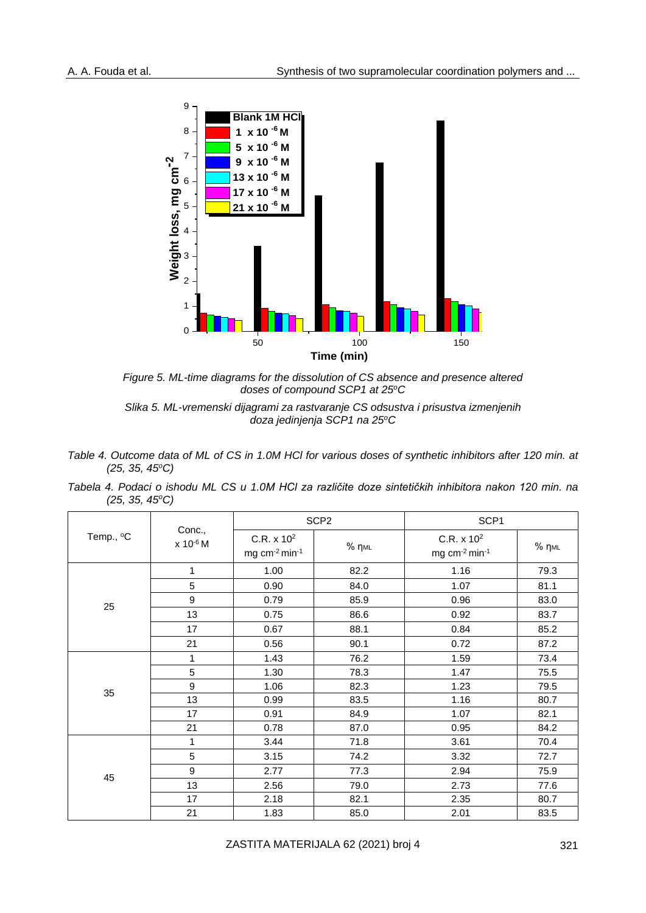Figure 5. ML-time diagrams for the dissolution of CS absence and presence altered doses of compound SCP1 at 25°C

Slika 5. ML-vremenski dijagrami za rastvaranje CS odsustva i prisustva izmenjenih doza jedinjenja SCP1 na 25°C

*Table 4. Outcome data of ML of CS in 1.0M HCl for various doses of synthetic inhibitors after 120 min. at (25, 35, 45°C)*

*Tabela 4. Podaci o ishodu ML CS u 1.0M HCl za različite doze sintetičkih inhibitora nakon 120 min. na (25, 35, 45°C)*

| Temp., °C | Conc., $\times 10^{-6}$ M | SCP2 | | SCP1 | |
|---|---|---|---|---|---|
| | | C.R. $\times 10^2$ mg cm$^{-2}$ min$^{-1}$ | % $\eta_{ML}$ | C.R. $\times 10^2$ mg cm$^{-2}$ min$^{-1}$ | % $\eta_{ML}$ |
| 25 | 1 | 1.00 | 82.2 | 1.16 | 79.3 |
| | 5 | 0.90 | 84.0 | 1.07 | 81.1 |
| | 9 | 0.79 | 85.9 | 0.96 | 83.0 |
| | 13 | 0.75 | 86.6 | 0.92 | 83.7 |
| | 17 | 0.67 | 88.1 | 0.84 | 85.2 |
| | 21 | 0.56 | 90.1 | 0.72 | 87.2 |
| 35 | 1 | 1.43 | 76.2 | 1.59 | 73.4 |
| | 5 | 1.30 | 78.3 | 1.47 | 75.5 |
| | 9 | 1.06 | 82.3 | 1.23 | 79.5 |
| | 13 | 0.99 | 83.5 | 1.16 | 80.7 |
| | 17 | 0.91 | 84.9 | 1.07 | 82.1 |
| | 21 | 0.78 | 87.0 | 0.95 | 84.2 |
| 45 | 1 | 3.44 | 71.8 | 3.61 | 70.4 |
| | 5 | 3.15 | 74.2 | 3.32 | 72.7 |
| | 9 | 2.77 | 77.3 | 2.94 | 75.9 |
| | 13 | 2.56 | 79.0 | 2.73 | 77.6 |
| | 17 | 2.18 | 82.1 | 2.35 | 80.7 |
| | 21 | 1.83 | 85.0 | 2.01 | 83.5 |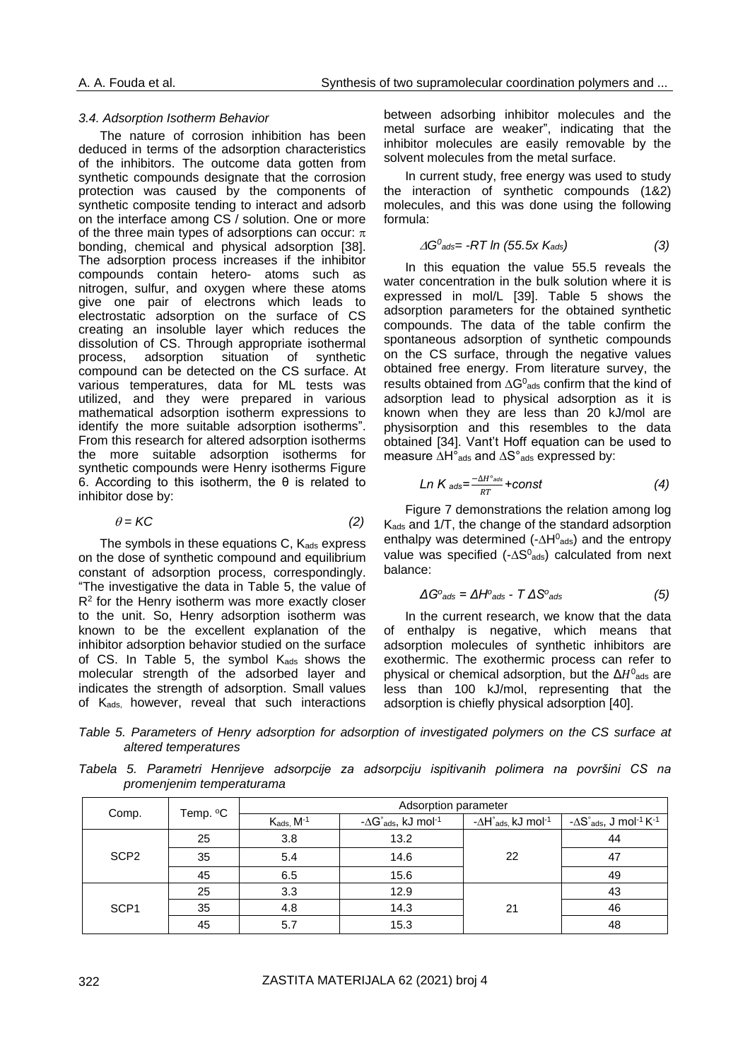### *3.4. Adsorption Isotherm Behavior*

The nature of corrosion inhibition has been deduced in terms of the adsorption characteristics of the inhibitors. The outcome data gotten from synthetic compounds designate that the corrosion protection was caused by the components of synthetic composite tending to interact and adsorb on the interface among CS / solution. One or more of the three main types of adsorptions can occur: $\pi$ bonding, chemical and physical adsorption [38]. The adsorption process increases if the inhibitor compounds contain hetero- atoms such as nitrogen, sulfur, and oxygen where these atoms give one pair of electrons which leads to electrostatic adsorption on the surface of CS creating an insoluble layer which reduces the dissolution of CS. Through appropriate isothermal process, adsorption situation of synthetic compound can be detected on the CS surface. At various temperatures, data for ML tests was utilized, and they were prepared in various mathematical adsorption isotherm expressions to identify the more suitable adsorption isotherms". From this research for altered adsorption isotherms the more suitable adsorption isotherms for synthetic compounds were Henry isotherms Figure 6. According to this isotherm, the θ is related to inhibitor dose by:

$$\theta = KC \tag{2}$$

The symbols in these equations C, $K_{ads}$ express on the dose of synthetic compound and equilibrium constant of adsorption process, correspondingly. "The investigative the data in Table 5, the value of $R^2$ for the Henry isotherm was more exactly closer to the unit. So, Henry adsorption isotherm was known to be the excellent explanation of the inhibitor adsorption behavior studied on the surface of CS. In Table 5, the symbol $K_{ads}$ shows the molecular strength of the adsorbed layer and indicates the strength of adsorption. Small values of $K_{ads}$, however, reveal that such interactions between adsorbing inhibitor molecules and the metal surface are weaker", indicating that the inhibitor molecules are easily removable by the solvent molecules from the metal surface.

In current study, free energy was used to study the interaction of synthetic compounds (1&2) molecules, and this was done using the following formula:

$$\Delta G^0_{ads} = -RT \ln (55.5 x\, K_{ads}) \tag{3}$$

In this equation the value 55.5 reveals the water concentration in the bulk solution where it is expressed in mol/L [39]. Table 5 shows the adsorption parameters for the obtained synthetic compounds. The data of the table confirm the spontaneous adsorption of synthetic compounds on the CS surface, through the negative values obtained free energy. From literature survey, the results obtained from $\Delta G^0_{ads}$ confirm that the kind of adsorption lead to physical adsorption as it is known when they are less than 20 kJ/mol are physisorption and this resembles to the data obtained [34]. Vant't Hoff equation can be used to measure $\Delta H°_{ads}$ and $\Delta S°_{ads}$ expressed by:

$$Ln\, K_{ads} = \frac{-\Delta H°_{ads}}{RT} + const \tag{4}$$

Figure 7 demonstrations the relation among log $K_{ads}$ and 1/T, the change of the standard adsorption enthalpy was determined ($-\Delta H^0_{ads}$) and the entropy value was specified ($-\Delta S^0_{ads}$) calculated from next balance:

$$\Delta G^o_{ads} = \Delta H^o_{ads} - T\, \Delta S^o_{ads} \tag{5}$$

In the current research, we know that the data of enthalpy is negative, which means that adsorption molecules of synthetic inhibitors are exothermic. The exothermic process can refer to physical or chemical adsorption, but the $\Delta H^0_{ads}$ are less than 100 kJ/mol, representing that the adsorption is chiefly physical adsorption [40].

*Table 5. Parameters of Henry adsorption for adsorption of investigated polymers on the CS surface at altered temperatures*

*Tabela 5. Parametri Henrijeve adsorpcije za adsorpciju ispitivanih polimera na površini CS na promenjenim temperaturama*

| Comp. | Temp. °C | Adsorption parameter | | | |
|---|---|---|---|---|---|
| | | $K_{ads}$, $M^{-1}$ | $-\Delta G°_{ads}$, kJ mol$^{-1}$ | $-\Delta H°_{ads}$, kJ mol$^{-1}$ | $-\Delta S°_{ads}$, J mol$^{-1}$ K$^{-1}$ |
| SCP2 | 25 | 3.8 | 13.2 | 22 | 44 |
| | 35 | 5.4 | 14.6 | | 47 |
| | 45 | 6.5 | 15.6 | | 49 |
| SCP1 | 25 | 3.3 | 12.9 | 21 | 43 |
| | 35 | 4.8 | 14.3 | | 46 |
| | 45 | 5.7 | 15.3 | | 48 |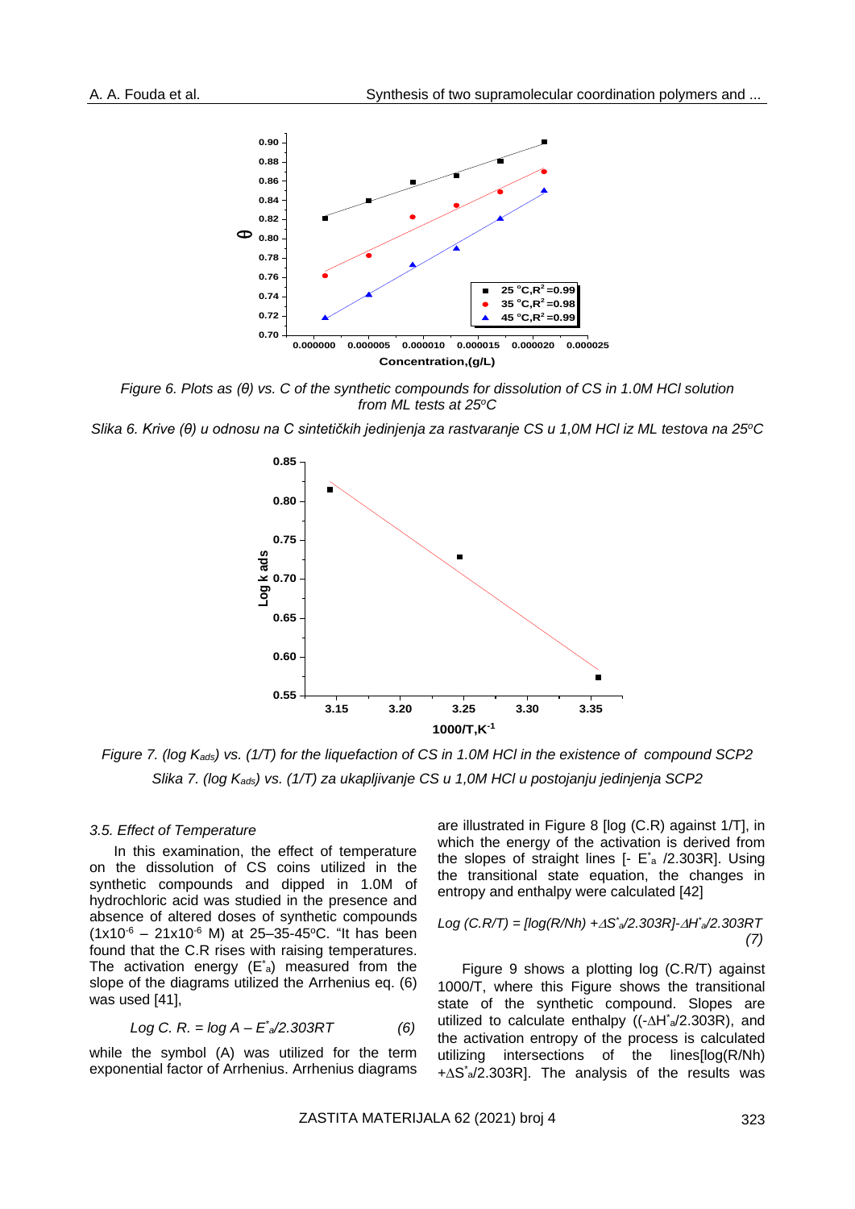*Figure 6. Plots as (θ) vs. C of the synthetic compounds for dissolution of CS in 1.0M HCl solution from ML tests at 25ºC*

*Slika 6. Krive (θ) u odnosu na C sintetičkih jedinjenja za rastvaranje CS u 1,0M HCl iz ML testova na 25ºC*

*Figure 7. (log $K_{ads}$) vs. (1/T) for the liquefaction of CS in 1.0M HCl in the existence of compound SCP2*

*Slika 7. (log $K_{ads}$) vs. (1/T) za ukapljivanje CS u 1,0M HCl u postojanju jedinjenja SCP2*

### 3.5. Effect of Temperature

In this examination, the effect of temperature on the dissolution of CS coins utilized in the synthetic compounds and dipped in 1.0M of hydrochloric acid was studied in the presence and absence of altered doses of synthetic compounds ($1x10^{-6}$ – $21x10^{-6}$ M) at 25–35-45ºC. "It has been found that the C.R rises with raising temperatures. The activation energy ($E^*_a$) measured from the slope of the diagrams utilized the Arrhenius eq. (6) was used [41],

$$Log\ C.\ R. = log\ A - E^*_a/2.303RT \qquad (6)$$

while the symbol (A) was utilized for the term exponential factor of Arrhenius. Arrhenius diagrams are illustrated in Figure 8 [log (C.R) against 1/T], in which the energy of the activation is derived from the slopes of straight lines [- $E^*_a$ /2.303R]. Using the transitional state equation, the changes in entropy and enthalpy were calculated [42]

$$Log\ (C.R/T) = [log(R/Nh) + \Delta S^*_a/2.303R] - \Delta H^*_a/2.303RT \qquad (7)$$

Figure 9 shows a plotting log (C.R/T) against 1000/T, where this Figure shows the transitional state of the synthetic compound. Slopes are utilized to calculate enthalpy ((-$\Delta H^*_a$/2.303R), and the activation entropy of the process is calculated utilizing intersections of the lines[log(R/Nh) +$\Delta S^*_a$/2.303R]. The analysis of the results was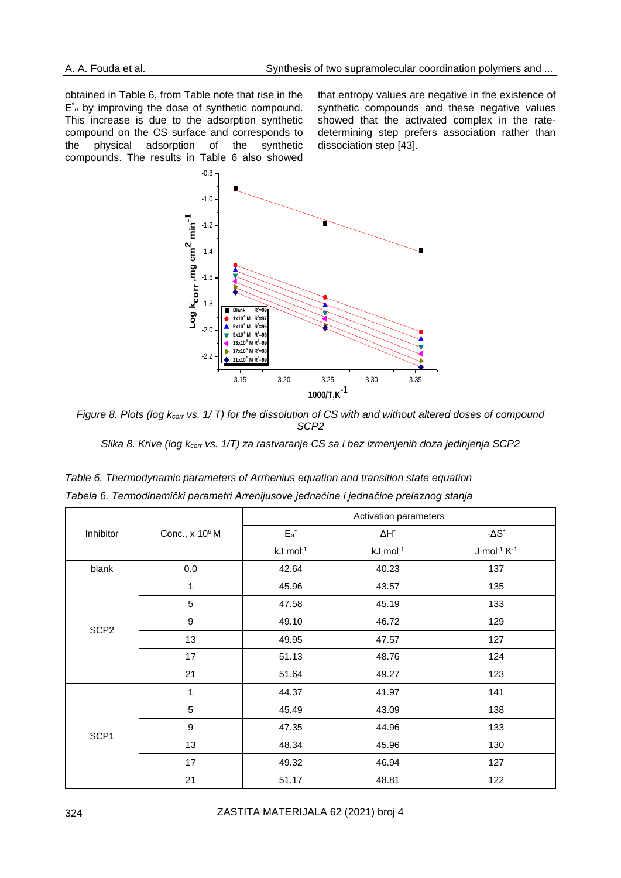obtained in Table 6, from Table note that rise in the $E^*_a$ by improving the dose of synthetic compound. This increase is due to the adsorption synthetic compound on the CS surface and corresponds to the physical adsorption of the synthetic compounds. The results in Table 6 also showed that entropy values are negative in the existence of synthetic compounds and these negative values showed that the activated complex in the rate-determining step prefers association rather than dissociation step [43].

*Figure 8. Plots (log $k_{corr}$ vs. 1/ T) for the dissolution of CS with and without altered doses of compound SCP2*

*Slika 8. Krive (log $k_{corr}$ vs. 1/T) za rastvaranje CS sa i bez izmenjenih doza jedinjenja SCP2*

*Table 6. Thermodynamic parameters of Arrhenius equation and transition state equation*

*Tabela 6. Termodinamički parametri Arrenijusove jednačine i jednačine prelaznog stanja*

| Inhibitor | Conc., x $10^6$ M | Activation parameters | | |
|---|---|---|---|---|
| | | $E_a^*$ | $\Delta H^*$ | $-\Delta S^*$ |
| | | kJ mol$^{-1}$ | kJ mol$^{-1}$ | J mol$^{-1}$ K$^{-1}$ |
| blank | 0.0 | 42.64 | 40.23 | 137 |
| SCP2 | 1 | 45.96 | 43.57 | 135 |
| | 5 | 47.58 | 45.19 | 133 |
| | 9 | 49.10 | 46.72 | 129 |
| | 13 | 49.95 | 47.57 | 127 |
| | 17 | 51.13 | 48.76 | 124 |
| | 21 | 51.64 | 49.27 | 123 |
| SCP1 | 1 | 44.37 | 41.97 | 141 |
| | 5 | 45.49 | 43.09 | 138 |
| | 9 | 47.35 | 44.96 | 133 |
| | 13 | 48.34 | 45.96 | 130 |
| | 17 | 49.32 | 46.94 | 127 |
| | 21 | 51.17 | 48.81 | 122 |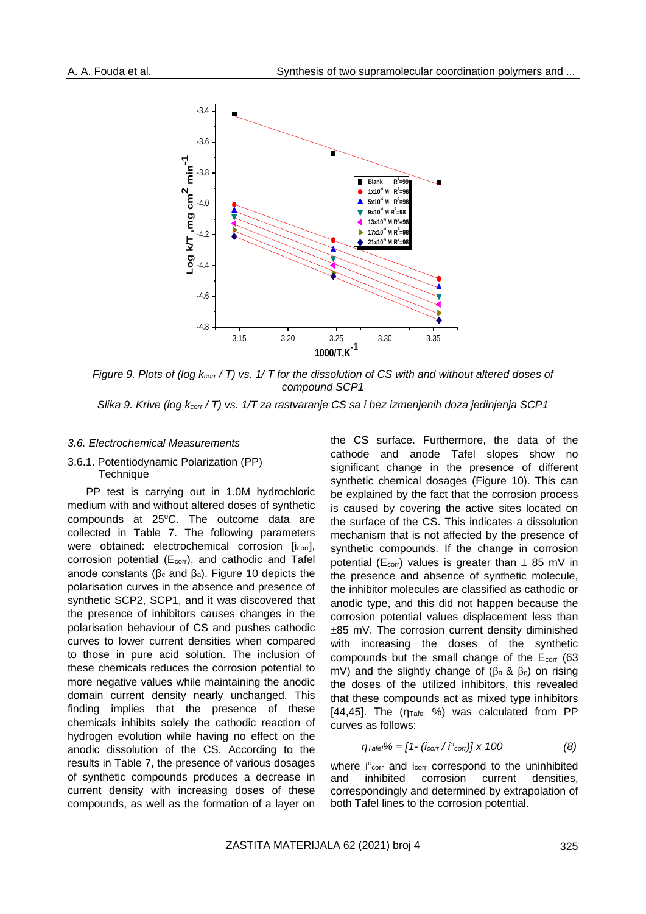*Figure 9. Plots of (log $k_{corr}$ / T) vs. 1/ T for the dissolution of CS with and without altered doses of compound SCP1*

*Slika 9. Krive (log $k_{corr}$ / T) vs. 1/T za rastvaranje CS sa i bez izmenjenih doza jedinjenja SCP1*

### *3.6. Electrochemical Measurements*

#### 3.6.1. Potentiodynamic Polarization (PP) Technique

PP test is carrying out in 1.0M hydrochloric medium with and without altered doses of synthetic compounds at 25°C. The outcome data are collected in Table 7. The following parameters were obtained: electrochemical corrosion [$I_{corr}$], corrosion potential ($E_{corr}$), and cathodic and Tafel anode constants ($\beta_c$ and $\beta_a$). Figure 10 depicts the polarisation curves in the absence and presence of synthetic SCP2, SCP1, and it was discovered that the presence of inhibitors causes changes in the polarisation behaviour of CS and pushes cathodic curves to lower current densities when compared to those in pure acid solution. The inclusion of these chemicals reduces the corrosion potential to more negative values while maintaining the anodic domain current density nearly unchanged. This finding implies that the presence of these chemicals inhibits solely the cathodic reaction of hydrogen evolution while having no effect on the anodic dissolution of the CS. According to the results in Table 7, the presence of various dosages of synthetic compounds produces a decrease in current density with increasing doses of these compounds, as well as the formation of a layer on the CS surface. Furthermore, the data of the cathode and anode Tafel slopes show no significant change in the presence of different synthetic chemical dosages (Figure 10). This can be explained by the fact that the corrosion process is caused by covering the active sites located on the surface of the CS. This indicates a dissolution mechanism that is not affected by the presence of synthetic compounds. If the change in corrosion potential ($E_{corr}$) values is greater than ± 85 mV in the presence and absence of synthetic molecule, the inhibitor molecules are classified as cathodic or anodic type, and this did not happen because the corrosion potential values displacement less than ±85 mV. The corrosion current density diminished with increasing the doses of the synthetic compounds but the small change of the $E_{corr}$ (63 mV) and the slightly change of ($\beta_a$ & $\beta_c$) on rising the doses of the utilized inhibitors, this revealed that these compounds act as mixed type inhibitors [44,45]. The ($\eta_{Tafel}$ %) was calculated from PP curves as follows:

$$\eta_{Tafel}\% = [1- (i_{corr} / i^o_{corr})] \times 100 \qquad (8)$$

where $i^o_{corr}$ and $i_{corr}$ correspond to the uninhibited and inhibited corrosion current densities, correspondingly and determined by extrapolation of both Tafel lines to the corrosion potential.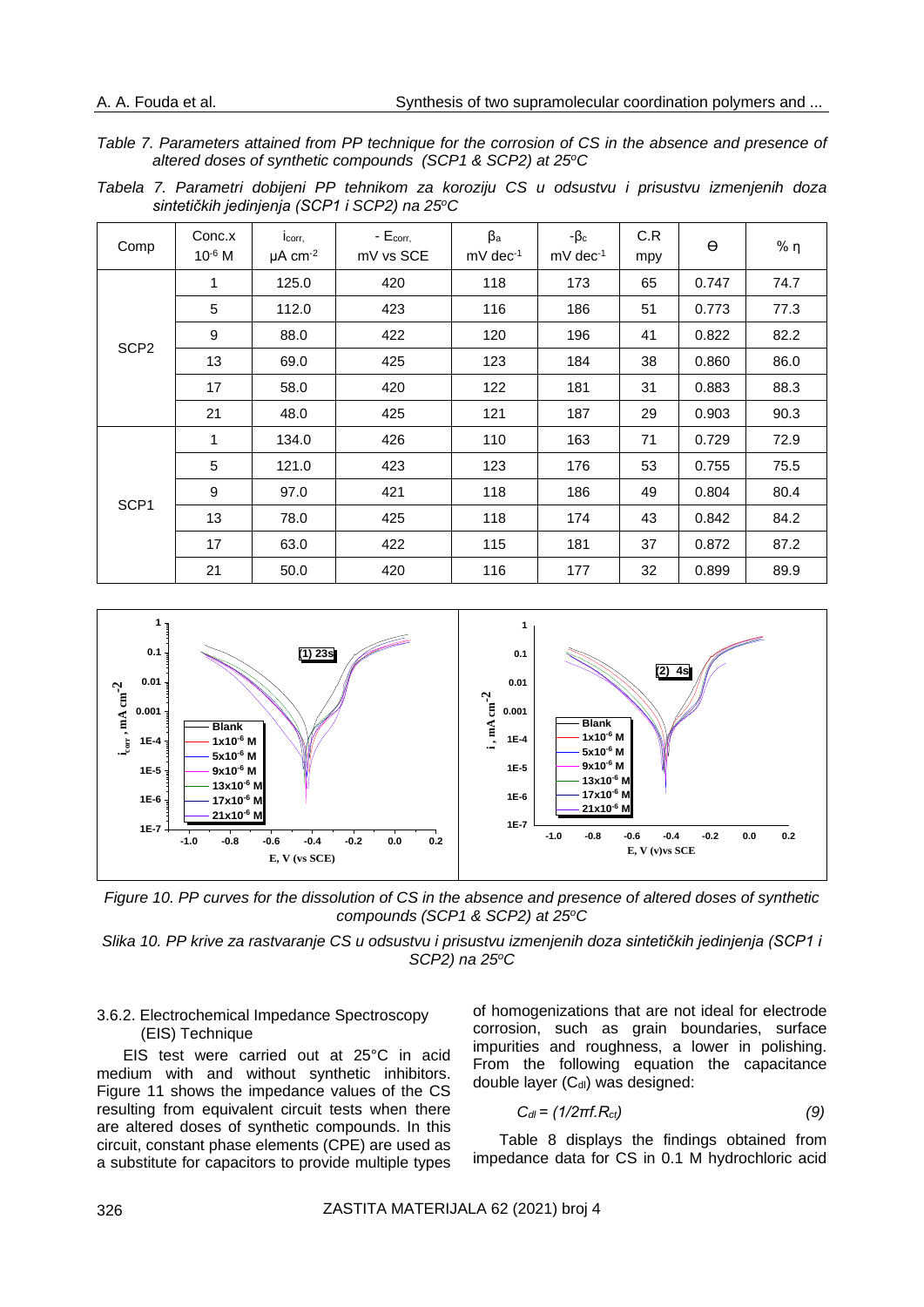*Table 7. Parameters attained from PP technique for the corrosion of CS in the absence and presence of altered doses of synthetic compounds (SCP1 & SCP2) at 25°C*

*Tabela 7. Parametri dobijeni PP tehnikom za koroziju CS u odsustvu i prisustvu izmenjenih doza sintetičkih jedinjenja (SCP1 i SCP2) na 25°C*

| Comp | Conc.x $10^{-6}$ M | $i_{corr,}$ μA $cm^{-2}$ | - $E_{corr,}$ mV vs SCE | $\beta_a$ mV $dec^{-1}$ | $-\beta_c$ mV $dec^{-1}$ | C.R mpy | θ | % η |
|---|---|---|---|---|---|---|---|---|
| SCP2 | 1 | 125.0 | 420 | 118 | 173 | 65 | 0.747 | 74.7 |
| | 5 | 112.0 | 423 | 116 | 186 | 51 | 0.773 | 77.3 |
| | 9 | 88.0 | 422 | 120 | 196 | 41 | 0.822 | 82.2 |
| | 13 | 69.0 | 425 | 123 | 184 | 38 | 0.860 | 86.0 |
| | 17 | 58.0 | 420 | 122 | 181 | 31 | 0.883 | 88.3 |
| | 21 | 48.0 | 425 | 121 | 187 | 29 | 0.903 | 90.3 |
| SCP1 | 1 | 134.0 | 426 | 110 | 163 | 71 | 0.729 | 72.9 |
| | 5 | 121.0 | 423 | 123 | 176 | 53 | 0.755 | 75.5 |
| | 9 | 97.0 | 421 | 118 | 186 | 49 | 0.804 | 80.4 |
| | 13 | 78.0 | 425 | 118 | 174 | 43 | 0.842 | 84.2 |
| | 17 | 63.0 | 422 | 115 | 181 | 37 | 0.872 | 87.2 |
| | 21 | 50.0 | 420 | 116 | 177 | 32 | 0.899 | 89.9 |

*Figure 10. PP curves for the dissolution of CS in the absence and presence of altered doses of synthetic compounds (SCP1 & SCP2) at 25°C*

*Slika 10. PP krive za rastvaranje CS u odsustvu i prisustvu izmenjenih doza sintetičkih jedinjenja (SCP1 i SCP2) na 25°C*

### 3.6.2. Electrochemical Impedance Spectroscopy (EIS) Technique

EIS test were carried out at 25°C in acid medium with and without synthetic inhibitors. Figure 11 shows the impedance values of the CS resulting from equivalent circuit tests when there are altered doses of synthetic compounds. In this circuit, constant phase elements (CPE) are used as a substitute for capacitors to provide multiple types of homogenizations that are not ideal for electrode corrosion, such as grain boundaries, surface impurities and roughness, a lower in polishing. From the following equation the capacitance double layer ($C_{dl}$) was designed:

$$C_{dl} = (1/2\pi f.R_{ct}) \tag{9}$$

Table 8 displays the findings obtained from impedance data for CS in 0.1 M hydrochloric acid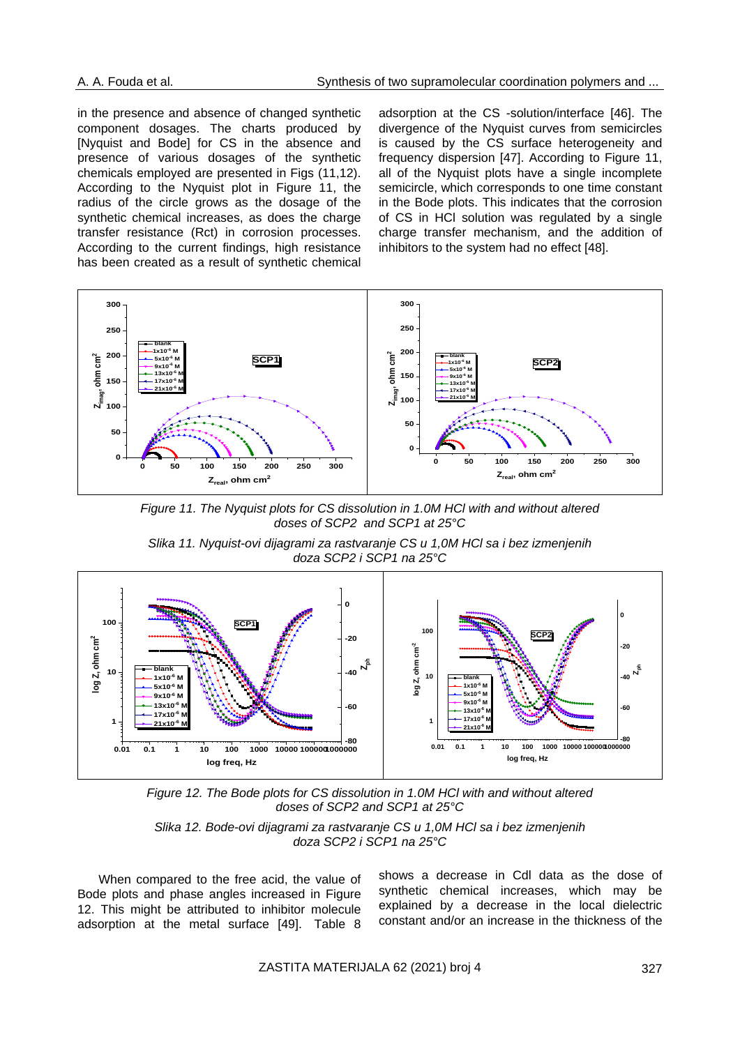in the presence and absence of changed synthetic component dosages. The charts produced by [Nyquist and Bode] for CS in the absence and presence of various dosages of the synthetic chemicals employed are presented in Figs (11,12). According to the Nyquist plot in Figure 11, the radius of the circle grows as the dosage of the synthetic chemical increases, as does the charge transfer resistance (Rct) in corrosion processes. According to the current findings, high resistance has been created as a result of synthetic chemical adsorption at the CS -solution/interface [46]. The divergence of the Nyquist curves from semicircles is caused by the CS surface heterogeneity and frequency dispersion [47]. According to Figure 11, all of the Nyquist plots have a single incomplete semicircle, which corresponds to one time constant in the Bode plots. This indicates that the corrosion of CS in HCl solution was regulated by a single charge transfer mechanism, and the addition of inhibitors to the system had no effect [48].

*Figure 11. The Nyquist plots for CS dissolution in 1.0M HCl with and without altered doses of SCP2 and SCP1 at 25°C*

*Slika 11. Nyquist-ovi dijagrami za rastvaranje CS u 1,0M HCl sa i bez izmenjenih doza SCP2 i SCP1 na 25°C*

*Figure 12. The Bode plots for CS dissolution in 1.0M HCl with and without altered doses of SCP2 and SCP1 at 25°C*

*Slika 12. Bode-ovi dijagrami za rastvaranje CS u 1,0M HCl sa i bez izmenjenih doza SCP2 i SCP1 na 25°C*

When compared to the free acid, the value of Bode plots and phase angles increased in Figure 12. This might be attributed to inhibitor molecule adsorption at the metal surface [49]. Table 8 shows a decrease in Cdl data as the dose of synthetic chemical increases, which may be explained by a decrease in the local dielectric constant and/or an increase in the thickness of the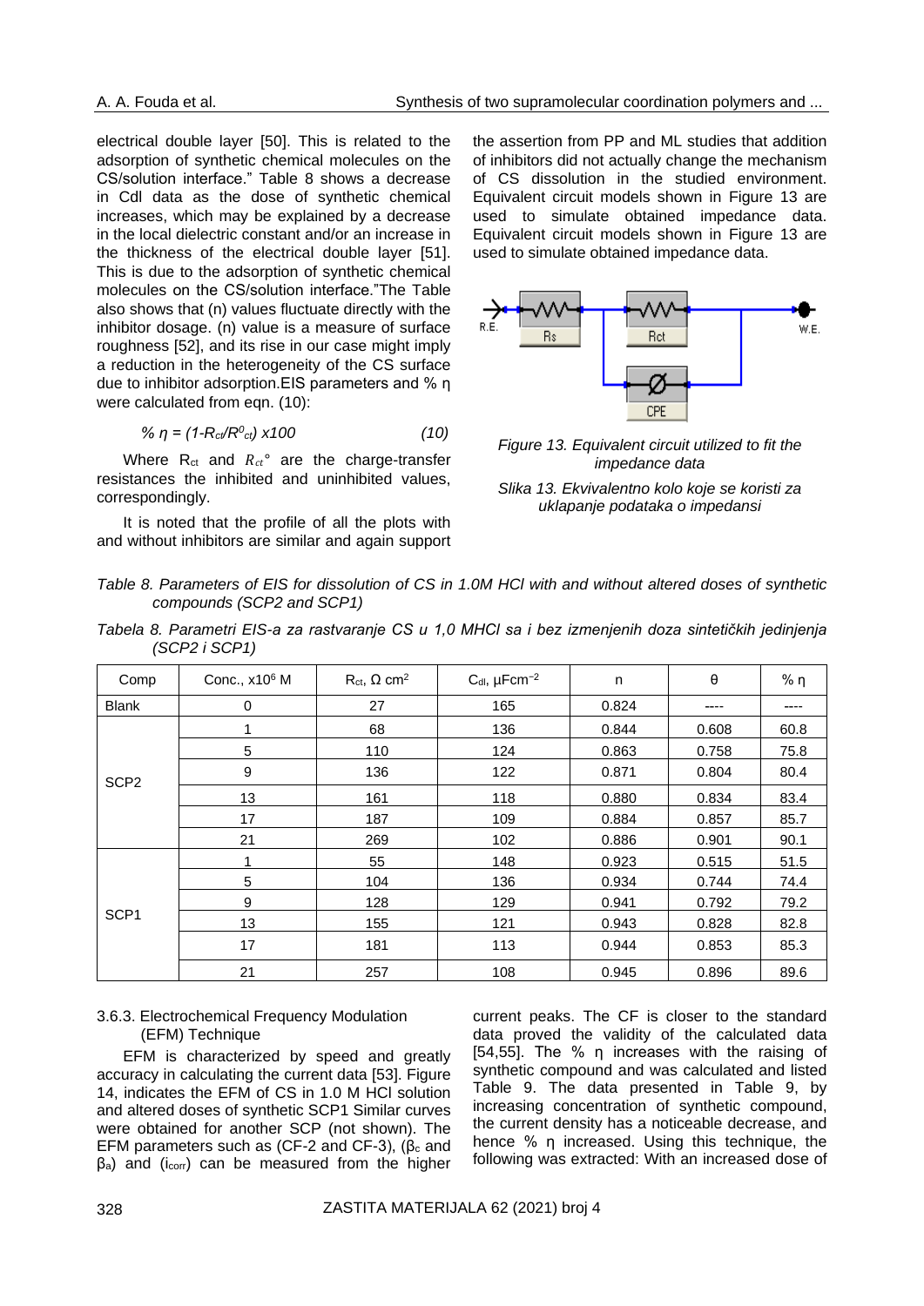electrical double layer [50]. This is related to the adsorption of synthetic chemical molecules on the CS/solution interface." Table 8 shows a decrease in Cdl data as the dose of synthetic chemical increases, which may be explained by a decrease in the local dielectric constant and/or an increase in the thickness of the electrical double layer [51]. This is due to the adsorption of synthetic chemical molecules on the CS/solution interface."The Table also shows that (n) values fluctuate directly with the inhibitor dosage. (n) value is a measure of surface roughness [52], and its rise in our case might imply a reduction in the heterogeneity of the CS surface due to inhibitor adsorption.EIS parameters and % η were calculated from eqn. (10):

$$\% \eta = (1 - R_{ct}/R^0_{ct}) \times 100 \qquad (10)$$

Where $R_{ct}$ and $R_{ct}°$ are the charge-transfer resistances the inhibited and uninhibited values, correspondingly.

It is noted that the profile of all the plots with and without inhibitors are similar and again support the assertion from PP and ML studies that addition of inhibitors did not actually change the mechanism of CS dissolution in the studied environment. Equivalent circuit models shown in Figure 13 are used to simulate obtained impedance data. Equivalent circuit models shown in Figure 13 are used to simulate obtained impedance data.

*Figure 13. Equivalent circuit utilized to fit the impedance data*

*Slika 13. Ekvivalentno kolo koje se koristi za uklapanje podataka o impedansi*

*Table 8. Parameters of EIS for dissolution of CS in 1.0M HCl with and without altered doses of synthetic compounds (SCP2 and SCP1)*

*Tabela 8. Parametri EIS-a za rastvaranje CS u 1,0 MHCl sa i bez izmenjenih doza sintetičkih jedinjenja (SCP2 i SCP1)*

| Comp | Conc., $\times10^6$ M | $R_{ct}$, Ω cm$^2$ | $C_{dl}$, μFcm$^{-2}$ | n | θ | % η |
|---|---|---|---|---|---|---|
| Blank | 0 | 27 | 165 | 0.824 | ---- | ---- |
| SCP2 | 1 | 68 | 136 | 0.844 | 0.608 | 60.8 |
| | 5 | 110 | 124 | 0.863 | 0.758 | 75.8 |
| | 9 | 136 | 122 | 0.871 | 0.804 | 80.4 |
| | 13 | 161 | 118 | 0.880 | 0.834 | 83.4 |
| | 17 | 187 | 109 | 0.884 | 0.857 | 85.7 |
| | 21 | 269 | 102 | 0.886 | 0.901 | 90.1 |
| SCP1 | 1 | 55 | 148 | 0.923 | 0.515 | 51.5 |
| | 5 | 104 | 136 | 0.934 | 0.744 | 74.4 |
| | 9 | 128 | 129 | 0.941 | 0.792 | 79.2 |
| | 13 | 155 | 121 | 0.943 | 0.828 | 82.8 |
| | 17 | 181 | 113 | 0.944 | 0.853 | 85.3 |
| | 21 | 257 | 108 | 0.945 | 0.896 | 89.6 |

### 3.6.3. Electrochemical Frequency Modulation (EFM) Technique

EFM is characterized by speed and greatly accuracy in calculating the current data [53]. Figure 14, indicates the EFM of CS in 1.0 M HCl solution and altered doses of synthetic SCP1 Similar curves were obtained for another SCP (not shown). The EFM parameters such as (CF-2 and CF-3), ($\beta_c$ and $\beta_a$) and ($i_{corr}$) can be measured from the higher current peaks. The CF is closer to the standard data proved the validity of the calculated data [54,55]. The % η increases with the raising of synthetic compound and was calculated and listed Table 9. The data presented in Table 9, by increasing concentration of synthetic compound, the current density has a noticeable decrease, and hence % η increased. Using this technique, the following was extracted: With an increased dose of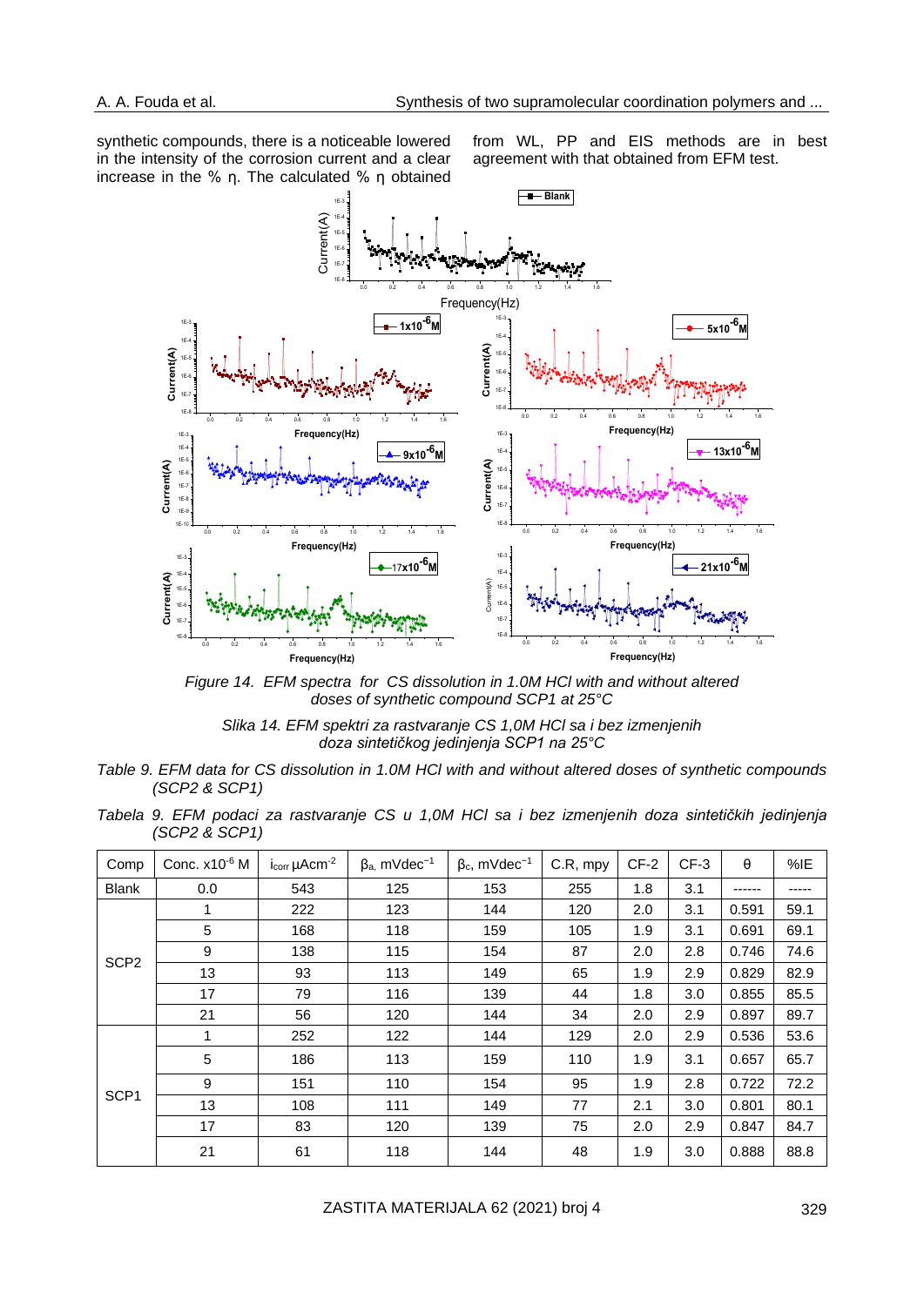synthetic compounds, there is a noticeable lowered in the intensity of the corrosion current and a clear increase in the % η. The calculated % η obtained from WL, PP and EIS methods are in best agreement with that obtained from EFM test.

*Figure 14. EFM spectra for CS dissolution in 1.0M HCl with and without altered doses of synthetic compound SCP1 at 25°C*

*Slika 14. EFM spektri za rastvaranje CS 1,0M HCl sa i bez izmenjenih doza sintetičkog jedinjenja SCP1 na 25°C*

*Table 9. EFM data for CS dissolution in 1.0M HCl with and without altered doses of synthetic compounds (SCP2 & SCP1)*

*Tabela 9. EFM podaci za rastvaranje CS u 1,0M HCl sa i bez izmenjenih doza sintetičkih jedinjenja (SCP2 & SCP1)*

| Comp | Conc. $x10^{-6}$ M | $i_{corr}$ $\mu Acm^{-2}$ | $\beta_a$, $mVdec^{-1}$ | $\beta_c$, $mVdec^{-1}$ | C.R, mpy | CF-2 | CF-3 | θ | %IE |
|---|---|---|---|---|---|---|---|---|---|
| Blank | 0.0 | 543 | 125 | 153 | 255 | 1.8 | 3.1 | ------ | ----- |
| SCP2 | 1 | 222 | 123 | 144 | 120 | 2.0 | 3.1 | 0.591 | 59.1 |
| | 5 | 168 | 118 | 159 | 105 | 1.9 | 3.1 | 0.691 | 69.1 |
| | 9 | 138 | 115 | 154 | 87 | 2.0 | 2.8 | 0.746 | 74.6 |
| | 13 | 93 | 113 | 149 | 65 | 1.9 | 2.9 | 0.829 | 82.9 |
| | 17 | 79 | 116 | 139 | 44 | 1.8 | 3.0 | 0.855 | 85.5 |
| | 21 | 56 | 120 | 144 | 34 | 2.0 | 2.9 | 0.897 | 89.7 |
| SCP1 | 1 | 252 | 122 | 144 | 129 | 2.0 | 2.9 | 0.536 | 53.6 |
| | 5 | 186 | 113 | 159 | 110 | 1.9 | 3.1 | 0.657 | 65.7 |
| | 9 | 151 | 110 | 154 | 95 | 1.9 | 2.8 | 0.722 | 72.2 |
| | 13 | 108 | 111 | 149 | 77 | 2.1 | 3.0 | 0.801 | 80.1 |
| | 17 | 83 | 120 | 139 | 75 | 2.0 | 2.9 | 0.847 | 84.7 |
| | 21 | 61 | 118 | 144 | 48 | 1.9 | 3.0 | 0.888 | 88.8 |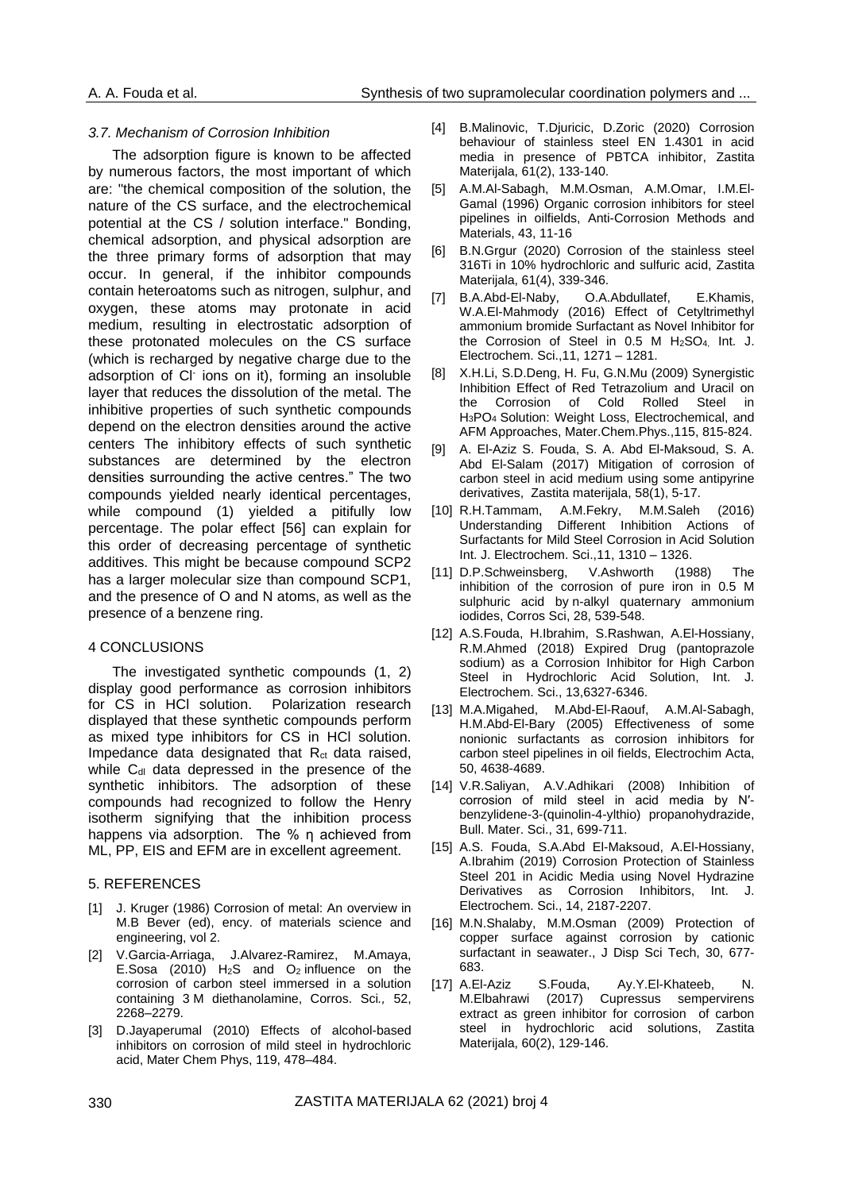### *3.7. Mechanism of Corrosion Inhibition*

The adsorption figure is known to be affected by numerous factors, the most important of which are: "the chemical composition of the solution, the nature of the CS surface, and the electrochemical potential at the CS / solution interface." Bonding, chemical adsorption, and physical adsorption are the three primary forms of adsorption that may occur. In general, if the inhibitor compounds contain heteroatoms such as nitrogen, sulphur, and oxygen, these atoms may protonate in acid medium, resulting in electrostatic adsorption of these protonated molecules on the CS surface (which is recharged by negative charge due to the adsorption of $Cl^-$ ions on it), forming an insoluble layer that reduces the dissolution of the metal. The inhibitive properties of such synthetic compounds depend on the electron densities around the active centers The inhibitory effects of such synthetic substances are determined by the electron densities surrounding the active centres." The two compounds yielded nearly identical percentages, while compound (1) yielded a pitifully low percentage. The polar effect [56] can explain for this order of decreasing percentage of synthetic additives. This might be because compound SCP2 has a larger molecular size than compound SCP1, and the presence of O and N atoms, as well as the presence of a benzene ring.

## 4 CONCLUSIONS

The investigated synthetic compounds (1, 2) display good performance as corrosion inhibitors for CS in HCl solution. Polarization research displayed that these synthetic compounds perform as mixed type inhibitors for CS in HCl solution. Impedance data designated that $R_{ct}$ data raised, while $C_{dl}$ data depressed in the presence of the synthetic inhibitors. The adsorption of these compounds had recognized to follow the Henry isotherm signifying that the inhibition process happens via adsorption. The % η achieved from ML, PP, EIS and EFM are in excellent agreement.

## 5. REFERENCES

[1] J. Kruger (1986) Corrosion of metal: An overview in M.B Bever (ed), ency. of materials science and engineering, vol 2.

[2] V.Garcia-Arriaga, J.Alvarez-Ramirez, M.Amaya, E.Sosa (2010) $H_2S$ and $O_2$ influence on the corrosion of carbon steel immersed in a solution containing 3 M diethanolamine, Corros. Sci., 52, 2268–2279.

[3] D.Jayaperumal (2010) Effects of alcohol-based inhibitors on corrosion of mild steel in hydrochloric acid, Mater Chem Phys, 119, 478–484.

[4] B.Malinovic, T.Djuricic, D.Zoric (2020) Corrosion behaviour of stainless steel EN 1.4301 in acid media in presence of PBTCA inhibitor, Zastita Materijala, 61(2), 133-140.

[5] A.M.Al-Sabagh, M.M.Osman, A.M.Omar, I.M.El-Gamal (1996) Organic corrosion inhibitors for steel pipelines in oilfields, Anti-Corrosion Methods and Materials, 43, 11-16

[6] B.N.Grgur (2020) Corrosion of the stainless steel 316Ti in 10% hydrochloric and sulfuric acid, Zastita Materijala, 61(4), 339-346.

[7] B.A.Abd-El-Naby, O.A.Abdullatef, E.Khamis, W.A.El-Mahmody (2016) Effect of Cetyltrimethyl ammonium bromide Surfactant as Novel Inhibitor for the Corrosion of Steel in 0.5 M $H_2SO_4$, Int. J. Electrochem. Sci.,11, 1271 – 1281.

[8] X.H.Li, S.D.Deng, H. Fu, G.N.Mu (2009) Synergistic Inhibition Effect of Red Tetrazolium and Uracil on the Corrosion of Cold Rolled Steel in $H_3PO_4$ Solution: Weight Loss, Electrochemical, and AFM Approaches, Mater.Chem.Phys.,115, 815-824.

[9] A. El-Aziz S. Fouda, S. A. Abd El-Maksoud, S. A. Abd El-Salam (2017) Mitigation of corrosion of carbon steel in acid medium using some antipyrine derivatives, Zastita materijala, 58(1), 5-17.

[10] R.H.Tammam, A.M.Fekry, M.M.Saleh (2016) Understanding Different Inhibition Actions of Surfactants for Mild Steel Corrosion in Acid Solution Int. J. Electrochem. Sci.,11, 1310 – 1326.

[11] D.P.Schweinsberg, V.Ashworth (1988) The inhibition of the corrosion of pure iron in 0.5 M sulphuric acid by n-alkyl quaternary ammonium iodides, Corros Sci, 28, 539-548.

[12] A.S.Fouda, H.Ibrahim, S.Rashwan, A.El-Hossiany, R.M.Ahmed (2018) Expired Drug (pantoprazole sodium) as a Corrosion Inhibitor for High Carbon Steel in Hydrochloric Acid Solution, Int. J. Electrochem. Sci., 13,6327-6346.

[13] M.A.Migahed, M.Abd-El-Raouf, A.M.Al-Sabagh, H.M.Abd-El-Bary (2005) Effectiveness of some nonionic surfactants as corrosion inhibitors for carbon steel pipelines in oil fields, Electrochim Acta, 50, 4638-4689.

[14] V.R.Saliyan, A.V.Adhikari (2008) Inhibition of corrosion of mild steel in acid media by N′-benzylidene-3-(quinolin-4-ylthio) propanohydrazide, Bull. Mater. Sci., 31, 699-711.

[15] A.S. Fouda, S.A.Abd El-Maksoud, A.El-Hossiany, A.Ibrahim (2019) Corrosion Protection of Stainless Steel 201 in Acidic Media using Novel Hydrazine Derivatives as Corrosion Inhibitors, Int. J. Electrochem. Sci., 14, 2187-2207.

[16] M.N.Shalaby, M.M.Osman (2009) Protection of copper surface against corrosion by cationic surfactant in seawater., J Disp Sci Tech, 30, 677-683.

[17] A.El-Aziz S.Fouda, Ay.Y.El-Khateeb, N. M.Elbahrawi (2017) Cupressus sempervirens extract as green inhibitor for corrosion of carbon steel in hydrochloric acid solutions, Zastita Materijala, 60(2), 129-146.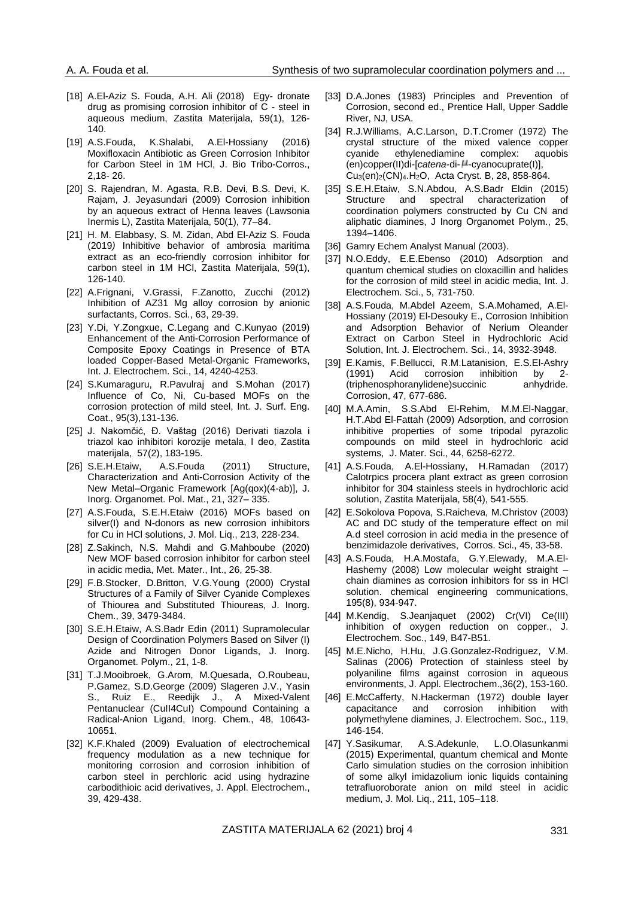[18] A.El-Aziz S. Fouda, A.H. Ali (2018) Egy- dronate drug as promising corrosion inhibitor of C - steel in aqueous medium, Zastita Materijala, 59(1), 126-140.

[19] A.S.Fouda, K.Shalabi, A.El-Hossiany (2016) Moxifloxacin Antibiotic as Green Corrosion Inhibitor for Carbon Steel in 1M HCl, J. Bio Tribo-Corros., 2,18- 26.

[20] S. Rajendran, M. Agasta, R.B. Devi, B.S. Devi, K. Rajam, J. Jeyasundari (2009) Corrosion inhibition by an aqueous extract of Henna leaves (Lawsonia Inermis L), Zastita Materijala, 50(1), 77–84.

[21] H. M. Elabbasy, S. M. Zidan, Abd El-Aziz S. Fouda (2019) Inhibitive behavior of ambrosia maritima extract as an eco-friendly corrosion inhibitor for carbon steel in 1M HCl, Zastita Materijala, 59(1), 126-140.

[22] A.Frignani, V.Grassi, F.Zanotto, Zucchi (2012) Inhibition of AZ31 Mg alloy corrosion by anionic surfactants, Corros. Sci., 63, 29-39.

[23] Y.Di, Y.Zongxue, C.Legang and C.Kunyao (2019) Enhancement of the Anti-Corrosion Performance of Composite Epoxy Coatings in Presence of BTA loaded Copper-Based Metal-Organic Frameworks, Int. J. Electrochem. Sci., 14, 4240-4253.

[24] S.Kumaraguru, R.Pavulraj and S.Mohan (2017) Influence of Co, Ni, Cu-based MOFs on the corrosion protection of mild steel, Int. J. Surf. Eng. Coat., 95(3),131-136.

[25] J. Nakomčić, Đ. Vaštag (2016) Derivati tiazola i triazol kao inhibitori korozije metala, I deo, Zastita materijala, 57(2), 183-195.

[26] S.E.H.Etaiw, A.S.Fouda (2011) Structure, Characterization and Anti-Corrosion Activity of the New Metal–Organic Framework [Ag(qox)(4-ab)], J. Inorg. Organomet. Pol. Mat., 21, 327– 335.

[27] A.S.Fouda, S.E.H.Etaiw (2016) MOFs based on silver(I) and N-donors as new corrosion inhibitors for Cu in HCl solutions, J. Mol. Liq., 213, 228-234.

[28] Z.Sakinch, N.S. Mahdi and G.Mahboube (2020) New MOF based corrosion inhibitor for carbon steel in acidic media, Met. Mater., Int., 26, 25-38.

[29] F.B.Stocker, D.Britton, V.G.Young (2000) Crystal Structures of a Family of Silver Cyanide Complexes of Thiourea and Substituted Thioureas, J. Inorg. Chem., 39, 3479-3484.

[30] S.E.H.Etaiw, A.S.Badr Edin (2011) Supramolecular Design of Coordination Polymers Based on Silver (I) Azide and Nitrogen Donor Ligands, J. Inorg. Organomet. Polym., 21, 1-8.

[31] T.J.Mooibroek, G.Arom, M.Quesada, O.Roubeau, P.Gamez, S.D.George (2009) Slageren J.V., Yasin S., Ruiz E., Reedijk J., A Mixed-Valent Pentanuclear (CuII4CuI) Compound Containing a Radical-Anion Ligand, Inorg. Chem., 48, 10643-10651.

[32] K.F.Khaled (2009) Evaluation of electrochemical frequency modulation as a new technique for monitoring corrosion and corrosion inhibition of carbon steel in perchloric acid using hydrazine carbodithioic acid derivatives, J. Appl. Electrochem., 39, 429-438.

[33] D.A.Jones (1983) Principles and Prevention of Corrosion, second ed., Prentice Hall, Upper Saddle River, NJ, USA.

[34] R.J.Williams, A.C.Larson, D.T.Cromer (1972) The crystal structure of the mixed valence copper cyanide ethylenediamine complex: aquobis (en)copper(II)di-[*catena*-di-$\mu$-cyanocuprate(I)], $Cu_3(en)_2(CN)_4.H_2O$, Acta Cryst. B, 28, 858-864.

[35] S.E.H.Etaiw, S.N.Abdou, A.S.Badr Eldin (2015) Structure and spectral characterization of coordination polymers constructed by Cu CN and aliphatic diamines, J Inorg Organomet Polym., 25, 1394–1406.

[36] Gamry Echem Analyst Manual (2003).

[37] N.O.Eddy, E.E.Ebenso (2010) Adsorption and quantum chemical studies on cloxacillin and halides for the corrosion of mild steel in acidic media, Int. J. Electrochem. Sci., 5, 731-750.

[38] A.S.Fouda, M.Abdel Azeem, S.A.Mohamed, A.El-Hossiany (2019) El-Desouky E., Corrosion Inhibition and Adsorption Behavior of Nerium Oleander Extract on Carbon Steel in Hydrochloric Acid Solution, Int. J. Electrochem. Sci., 14, 3932-3948.

[39] E.Kamis, F.Bellucci, R.M.Latanision, E.S.El-Ashry (1991) Acid corrosion inhibition by 2-(triphenosphoranylidene)succinic anhydride. Corrosion, 47, 677-686.

[40] M.A.Amin, S.S.Abd El-Rehim, M.M.El-Naggar, H.T.Abd El-Fattah (2009) Adsorption, and corrosion inhibitive properties of some tripodal pyrazolic compounds on mild steel in hydrochloric acid systems, J. Mater. Sci., 44, 6258-6272.

[41] A.S.Fouda, A.El-Hossiany, H.Ramadan (2017) Calotrpics procera plant extract as green corrosion inhibitor for 304 stainless steels in hydrochloric acid solution, Zastita Materijala, 58(4), 541-555.

[42] E.Sokolova Popova, S.Raicheva, M.Christov (2003) AC and DC study of the temperature effect on mil A.d steel corrosion in acid media in the presence of benzimidazole derivatives, Corros. Sci., 45, 33-58.

[43] A.S.Fouda, H.A.Mostafa, G.Y.Elewady, M.A.El-Hashemy (2008) Low molecular weight straight – chain diamines as corrosion inhibitors for ss in HCl solution. chemical engineering communications, 195(8), 934-947.

[44] M.Kendig, S.Jeanjaquet (2002) Cr(VI) Ce(III) inhibition of oxygen reduction on copper., J. Electrochem. Soc., 149, B47-B51.

[45] M.E.Nicho, H.Hu, J.G.Gonzalez-Rodriguez, V.M. Salinas (2006) Protection of stainless steel by polyaniline films against corrosion in aqueous environments, J. Appl. Electrochem.,36(2), 153-160.

[46] E.McCafferty, N.Hackerman (1972) double layer capacitance and corrosion inhibition with polymethylene diamines, J. Electrochem. Soc., 119, 146-154.

[47] Y.Sasikumar, A.S.Adekunle, L.O.Olasunkanmi (2015) Experimental, quantum chemical and Monte Carlo simulation studies on the corrosion inhibition of some alkyl imidazolium ionic liquids containing tetrafluoroborate anion on mild steel in acidic medium, J. Mol. Liq., 211, 105–118.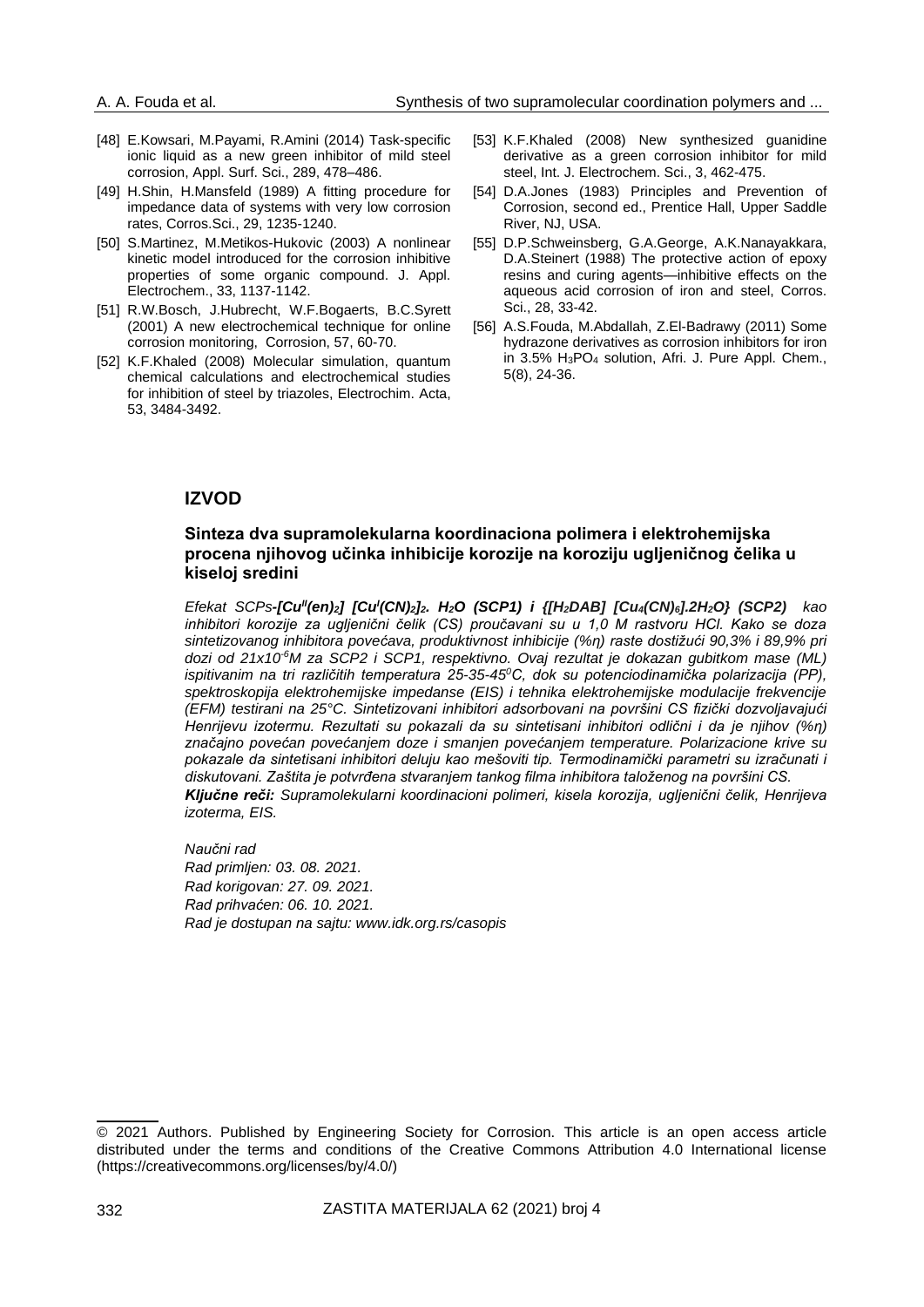[48] E.Kowsari, M.Payami, R.Amini (2014) Task-specific ionic liquid as a new green inhibitor of mild steel corrosion, Appl. Surf. Sci., 289, 478–486.

[49] H.Shin, H.Mansfeld (1989) A fitting procedure for impedance data of systems with very low corrosion rates, Corros.Sci., 29, 1235-1240.

[50] S.Martinez, M.Metikos-Hukovic (2003) A nonlinear kinetic model introduced for the corrosion inhibitive properties of some organic compound. J. Appl. Electrochem., 33, 1137-1142.

[51] R.W.Bosch, J.Hubrecht, W.F.Bogaerts, B.C.Syrett (2001) A new electrochemical technique for online corrosion monitoring, Corrosion, 57, 60-70.

[52] K.F.Khaled (2008) Molecular simulation, quantum chemical calculations and electrochemical studies for inhibition of steel by triazoles, Electrochim. Acta, 53, 3484-3492.

[53] K.F.Khaled (2008) New synthesized guanidine derivative as a green corrosion inhibitor for mild steel, Int. J. Electrochem. Sci., 3, 462-475.

[54] D.A.Jones (1983) Principles and Prevention of Corrosion, second ed., Prentice Hall, Upper Saddle River, NJ, USA.

[55] D.P.Schweinsberg, G.A.George, A.K.Nanayakkara, D.A.Steinert (1988) The protective action of epoxy resins and curing agents—inhibitive effects on the aqueous acid corrosion of iron and steel, Corros. Sci., 28, 33-42.

[56] A.S.Fouda, M.Abdallah, Z.El-Badrawy (2011) Some hydrazone derivatives as corrosion inhibitors for iron in 3.5% $H_3PO_4$ solution, Afri. J. Pure Appl. Chem., 5(8), 24-36.

## IZVOD

### Sinteza dva supramolekularna koordinaciona polimera i elektrohemijska procena njihovog učinka inhibicije korozije na koroziju ugljeničnog čelika u kiseloj sredini

*Efekat SCPs-**$[Cu^{II}(en)_2]$ $[Cu^{I}(CN)_2]_2$. $H_2O$ (SCP1) i {$[H_2DAB]$ $[Cu_4(CN)_6]$.$2H_2O$} (SCP2)** kao inhibitori korozije za ugljenični čelik (CS) proučavani su u 1,0 M rastvoru HCl. Kako se doza sintetizovanog inhibitora povećava, produktivnost inhibicije (%η) raste dostižući 90,3% i 89,9% pri dozi od $21x10^{-6}$M za SCP2 i SCP1, respektivno. Ovaj rezultat je dokazan gubitkom mase (ML) ispitivanim na tri različitih temperatura 25-35-45$^0$C, dok su potenciodinamička polarizacija (PP), spektroskopija elektrohemijske impedanse (EIS) i tehnika elektrohemijske modulacije frekvencije (EFM) testirani na 25°C. Sintetizovani inhibitori adsorbovani na površini CS fizički dozvoljavajući Henrijevu izotermu. Rezultati su pokazali da su sintetisani inhibitori odlični i da je njihov (%η) značajno povećan povećanjem doze i smanjen povećanjem temperature. Polarizacione krive su pokazale da sintetisani inhibitori deluju kao mešoviti tip. Termodinamički parametri su izračunati i diskutovani. Zaštita je potvrđena stvaranjem tankog filma inhibitora taloženog na površini CS.*

***Ključne reči:** Supramolekularni koordinacioni polimeri, kisela korozija, ugljenični čelik, Henrijeva izoterma, EIS.*

*Naučni rad*
*Rad primljen: 03. 08. 2021.*
*Rad korigovan: 27. 09. 2021.*
*Rad prihvaćen: 06. 10. 2021.*
*Rad je dostupan na sajtu: www.idk.org.rs/casopis*

© 2021 Authors. Published by Engineering Society for Corrosion. This article is an open access article distributed under the terms and conditions of the Creative Commons Attribution 4.0 International license (https://creativecommons.org/licenses/by/4.0/)